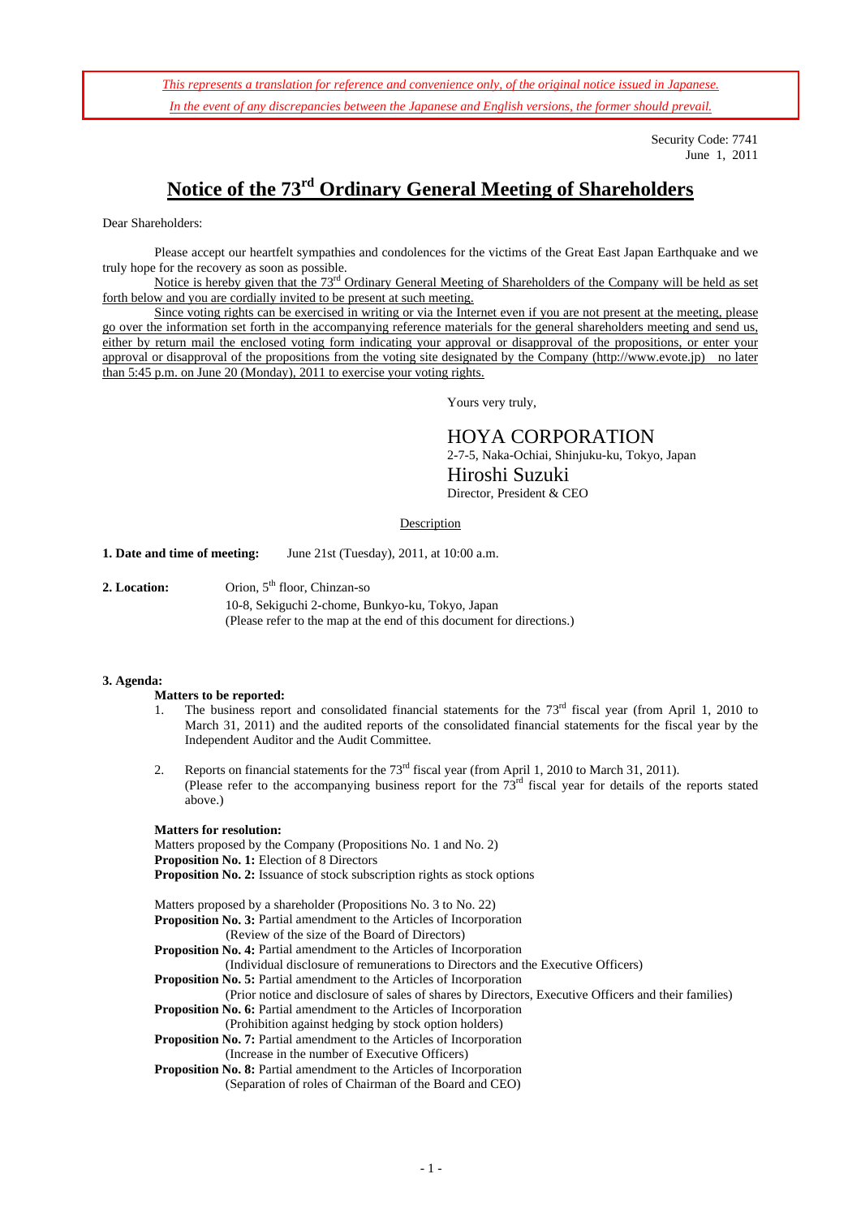*This represents a translation for reference and convenience only, of the original notice issued in Japanese.*
*In the event of any discrepancies between the Japanese and English versions, the former should prevail.*

Security Code: 7741
June 1, 2011

# Notice of the 73rd Ordinary General Meeting of Shareholders

Dear Shareholders:

Please accept our heartfelt sympathies and condolences for the victims of the Great East Japan Earthquake and we truly hope for the recovery as soon as possible.

Notice is hereby given that the 73rd Ordinary General Meeting of Shareholders of the Company will be held as set forth below and you are cordially invited to be present at such meeting.

Since voting rights can be exercised in writing or via the Internet even if you are not present at the meeting, please go over the information set forth in the accompanying reference materials for the general shareholders meeting and send us, either by return mail the enclosed voting form indicating your approval or disapproval of the propositions, or enter your approval or disapproval of the propositions from the voting site designated by the Company (http://www.evote.jp) no later than 5:45 p.m. on June 20 (Monday), 2011 to exercise your voting rights.

Yours very truly,

HOYA CORPORATION
2-7-5, Naka-Ochiai, Shinjuku-ku, Tokyo, Japan
Hiroshi Suzuki
Director, President & CEO

Description

**1. Date and time of meeting:** June 21st (Tuesday), 2011, at 10:00 a.m.

**2. Location:** Orion, 5th floor, Chinzan-so
10-8, Sekiguchi 2-chome, Bunkyo-ku, Tokyo, Japan
(Please refer to the map at the end of this document for directions.)

**3. Agenda:**

**Matters to be reported:**

1. The business report and consolidated financial statements for the 73rd fiscal year (from April 1, 2010 to March 31, 2011) and the audited reports of the consolidated financial statements for the fiscal year by the Independent Auditor and the Audit Committee.
2. Reports on financial statements for the 73rd fiscal year (from April 1, 2010 to March 31, 2011).
(Please refer to the accompanying business report for the 73rd fiscal year for details of the reports stated above.)

**Matters for resolution:**

Matters proposed by the Company (Propositions No. 1 and No. 2)
**Proposition No. 1:** Election of 8 Directors
**Proposition No. 2:** Issuance of stock subscription rights as stock options

Matters proposed by a shareholder (Propositions No. 3 to No. 22)
**Proposition No. 3:** Partial amendment to the Articles of Incorporation
(Review of the size of the Board of Directors)
**Proposition No. 4:** Partial amendment to the Articles of Incorporation
(Individual disclosure of remunerations to Directors and the Executive Officers)
**Proposition No. 5:** Partial amendment to the Articles of Incorporation
(Prior notice and disclosure of sales of shares by Directors, Executive Officers and their families)
**Proposition No. 6:** Partial amendment to the Articles of Incorporation
(Prohibition against hedging by stock option holders)
**Proposition No. 7:** Partial amendment to the Articles of Incorporation
(Increase in the number of Executive Officers)
**Proposition No. 8:** Partial amendment to the Articles of Incorporation
(Separation of roles of Chairman of the Board and CEO)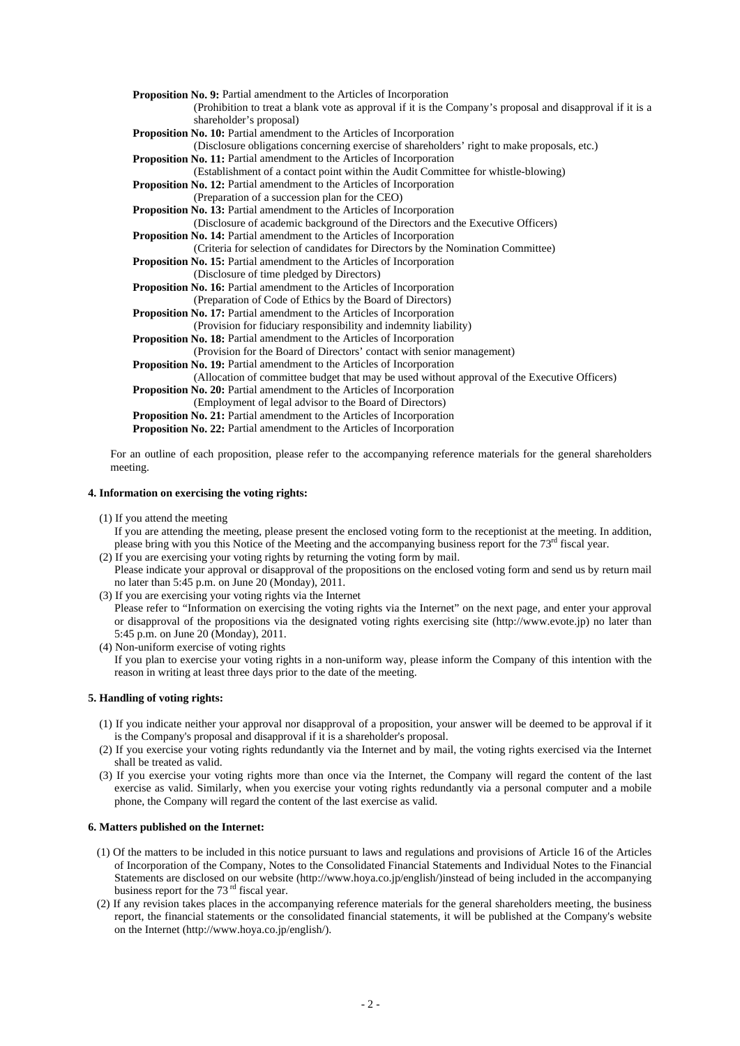**Proposition No. 9:** Partial amendment to the Articles of Incorporation
(Prohibition to treat a blank vote as approval if it is the Company's proposal and disapproval if it is a shareholder's proposal)

**Proposition No. 10:** Partial amendment to the Articles of Incorporation
(Disclosure obligations concerning exercise of shareholders' right to make proposals, etc.)

**Proposition No. 11:** Partial amendment to the Articles of Incorporation
(Establishment of a contact point within the Audit Committee for whistle-blowing)

**Proposition No. 12:** Partial amendment to the Articles of Incorporation
(Preparation of a succession plan for the CEO)

**Proposition No. 13:** Partial amendment to the Articles of Incorporation
(Disclosure of academic background of the Directors and the Executive Officers)

**Proposition No. 14:** Partial amendment to the Articles of Incorporation
(Criteria for selection of candidates for Directors by the Nomination Committee)

**Proposition No. 15:** Partial amendment to the Articles of Incorporation
(Disclosure of time pledged by Directors)

**Proposition No. 16:** Partial amendment to the Articles of Incorporation
(Preparation of Code of Ethics by the Board of Directors)

**Proposition No. 17:** Partial amendment to the Articles of Incorporation
(Provision for fiduciary responsibility and indemnity liability)

**Proposition No. 18:** Partial amendment to the Articles of Incorporation
(Provision for the Board of Directors' contact with senior management)

**Proposition No. 19:** Partial amendment to the Articles of Incorporation
(Allocation of committee budget that may be used without approval of the Executive Officers)

**Proposition No. 20:** Partial amendment to the Articles of Incorporation
(Employment of legal advisor to the Board of Directors)

**Proposition No. 21:** Partial amendment to the Articles of Incorporation

**Proposition No. 22:** Partial amendment to the Articles of Incorporation

For an outline of each proposition, please refer to the accompanying reference materials for the general shareholders meeting.

#### 4. Information on exercising the voting rights:

(1) If you attend the meeting
If you are attending the meeting, please present the enclosed voting form to the receptionist at the meeting. In addition, please bring with you this Notice of the Meeting and the accompanying business report for the 73rd fiscal year.

(2) If you are exercising your voting rights by returning the voting form by mail.
Please indicate your approval or disapproval of the propositions on the enclosed voting form and send us by return mail no later than 5:45 p.m. on June 20 (Monday), 2011.

(3) If you are exercising your voting rights via the Internet
Please refer to "Information on exercising the voting rights via the Internet" on the next page, and enter your approval or disapproval of the propositions via the designated voting rights exercising site (http://www.evote.jp) no later than 5:45 p.m. on June 20 (Monday), 2011.

(4) Non-uniform exercise of voting rights
If you plan to exercise your voting rights in a non-uniform way, please inform the Company of this intention with the reason in writing at least three days prior to the date of the meeting.

#### 5. Handling of voting rights:

(1) If you indicate neither your approval nor disapproval of a proposition, your answer will be deemed to be approval if it is the Company's proposal and disapproval if it is a shareholder's proposal.

(2) If you exercise your voting rights redundantly via the Internet and by mail, the voting rights exercised via the Internet shall be treated as valid.

(3) If you exercise your voting rights more than once via the Internet, the Company will regard the content of the last exercise as valid. Similarly, when you exercise your voting rights redundantly via a personal computer and a mobile phone, the Company will regard the content of the last exercise as valid.

#### 6. Matters published on the Internet:

(1) Of the matters to be included in this notice pursuant to laws and regulations and provisions of Article 16 of the Articles of Incorporation of the Company, Notes to the Consolidated Financial Statements and Individual Notes to the Financial Statements are disclosed on our website (http://www.hoya.co.jp/english/)instead of being included in the accompanying business report for the 73rd fiscal year.

(2) If any revision takes places in the accompanying reference materials for the general shareholders meeting, the business report, the financial statements or the consolidated financial statements, it will be published at the Company's website on the Internet (http://www.hoya.co.jp/english/).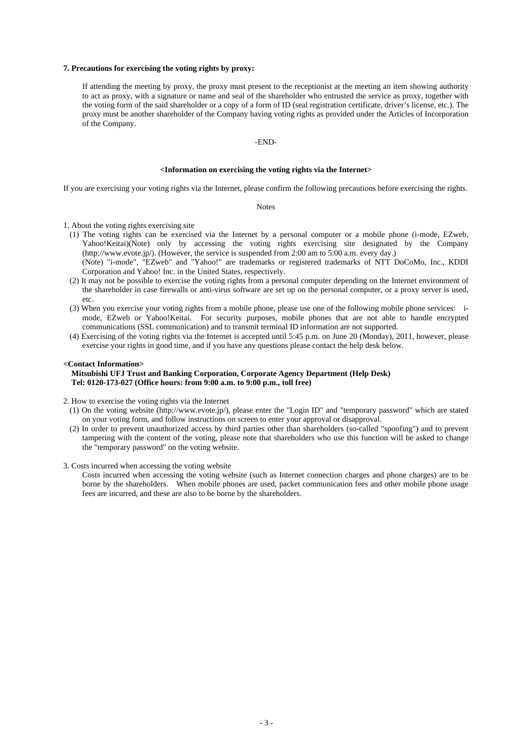**7. Precautions for exercising the voting rights by proxy:**

If attending the meeting by proxy, the proxy must present to the receptionist at the meeting an item showing authority to act as proxy, with a signature or name and seal of the shareholder who entrusted the service as proxy, together with the voting form of the said shareholder or a copy of a form of ID (seal registration certificate, driver's license, etc.). The proxy must be another shareholder of the Company having voting rights as provided under the Articles of Incorporation of the Company.

-END-

**<Information on exercising the voting rights via the Internet>**

If you are exercising your voting rights via the Internet, please confirm the following precautions before exercising the rights.

Notes

1. About the voting rights exercising site
   (1) The voting rights can be exercised via the Internet by a personal computer or a mobile phone (i-mode, EZweb, Yahoo!Keitai)(Note) only by accessing the voting rights exercising site designated by the Company (http://www.evote.jp/). (However, the service is suspended from 2:00 am to 5:00 a.m. every day.)
   (Note) "i-mode", "EZweb" and "Yahoo!" are trademarks or registered trademarks of NTT DoCoMo, Inc., KDDI Corporation and Yahoo! Inc. in the United States, respectively.
   (2) It may not be possible to exercise the voting rights from a personal computer depending on the Internet environment of the shareholder in case firewalls or anti-virus software are set up on the personal computer, or a proxy server is used, etc.
   (3) When you exercise your voting rights from a mobile phone, please use one of the following mobile phone services: i-mode, EZweb or Yahoo!Keitai. For security purposes, mobile phones that are not able to handle encrypted communications (SSL communication) and to transmit terminal ID information are not supported.
   (4) Exercising of the voting rights via the Internet is accepted until 5:45 p.m. on June 20 (Monday), 2011, however, please exercise your rights in good time, and if you have any questions please contact the help desk below.

**<Contact Information>**
**Mitsubishi UFJ Trust and Banking Corporation, Corporate Agency Department (Help Desk)**
**Tel: 0120-173-027 (Office hours: from 9:00 a.m. to 9:00 p.m., toll free)**

2. How to exercise the voting rights via the Internet
   (1) On the voting website (http://www.evote.jp/), please enter the "Login ID" and "temporary password" which are stated on your voting form, and follow instructions on screen to enter your approval or disapproval.
   (2) In order to prevent unauthorized access by third parties other than shareholders (so-called "spoofing") and to prevent tampering with the content of the voting, please note that shareholders who use this function will be asked to change the "temporary password" on the voting website.

3. Costs incurred when accessing the voting website
   Costs incurred when accessing the voting website (such as Internet connection charges and phone charges) are to be borne by the shareholders. When mobile phones are used, packet communication fees and other mobile phone usage fees are incurred, and these are also to be borne by the shareholders.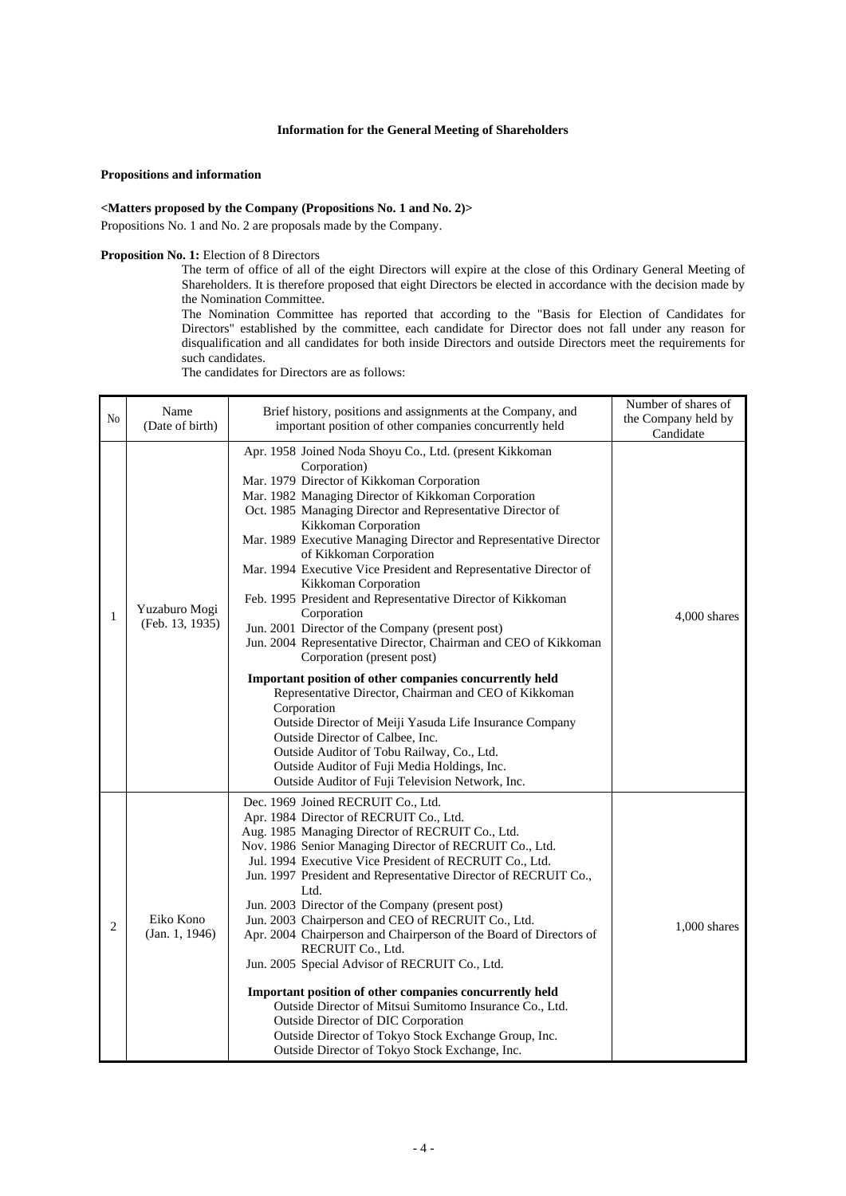**Information for the General Meeting of Shareholders**

**Propositions and information**

**<Matters proposed by the Company (Propositions No. 1 and No. 2)>**

Propositions No. 1 and No. 2 are proposals made by the Company.

**Proposition No. 1:** Election of 8 Directors

The term of office of all of the eight Directors will expire at the close of this Ordinary General Meeting of Shareholders. It is therefore proposed that eight Directors be elected in accordance with the decision made by the Nomination Committee.

The Nomination Committee has reported that according to the "Basis for Election of Candidates for Directors" established by the committee, each candidate for Director does not fall under any reason for disqualification and all candidates for both inside Directors and outside Directors meet the requirements for such candidates.

The candidates for Directors are as follows:

| No | Name (Date of birth) | Brief history, positions and assignments at the Company, and important position of other companies concurrently held | Number of shares of the Company held by Candidate |
|---|---|---|---|
| 1 | Yuzaburo Mogi (Feb. 13, 1935) | Apr. 1958 Joined Noda Shoyu Co., Ltd. (present Kikkoman Corporation)<br>Mar. 1979 Director of Kikkoman Corporation<br>Mar. 1982 Managing Director of Kikkoman Corporation<br>Oct. 1985 Managing Director and Representative Director of Kikkoman Corporation<br>Mar. 1989 Executive Managing Director and Representative Director of Kikkoman Corporation<br>Mar. 1994 Executive Vice President and Representative Director of Kikkoman Corporation<br>Feb. 1995 President and Representative Director of Kikkoman Corporation<br>Jun. 2001 Director of the Company (present post)<br>Jun. 2004 Representative Director, Chairman and CEO of Kikkoman Corporation (present post)<br><br>**Important position of other companies concurrently held**<br>Representative Director, Chairman and CEO of Kikkoman Corporation<br>Outside Director of Meiji Yasuda Life Insurance Company<br>Outside Director of Calbee, Inc.<br>Outside Auditor of Tobu Railway, Co., Ltd.<br>Outside Auditor of Fuji Media Holdings, Inc.<br>Outside Auditor of Fuji Television Network, Inc. | 4,000 shares |
| 2 | Eiko Kono (Jan. 1, 1946) | Dec. 1969 Joined RECRUIT Co., Ltd.<br>Apr. 1984 Director of RECRUIT Co., Ltd.<br>Aug. 1985 Managing Director of RECRUIT Co., Ltd.<br>Nov. 1986 Senior Managing Director of RECRUIT Co., Ltd.<br>Jul. 1994 Executive Vice President of RECRUIT Co., Ltd.<br>Jun. 1997 President and Representative Director of RECRUIT Co., Ltd.<br>Jun. 2003 Director of the Company (present post)<br>Jun. 2003 Chairperson and CEO of RECRUIT Co., Ltd.<br>Apr. 2004 Chairperson and Chairperson of the Board of Directors of RECRUIT Co., Ltd.<br>Jun. 2005 Special Advisor of RECRUIT Co., Ltd.<br><br>**Important position of other companies concurrently held**<br>Outside Director of Mitsui Sumitomo Insurance Co., Ltd.<br>Outside Director of DIC Corporation<br>Outside Director of Tokyo Stock Exchange Group, Inc.<br>Outside Director of Tokyo Stock Exchange, Inc. | 1,000 shares |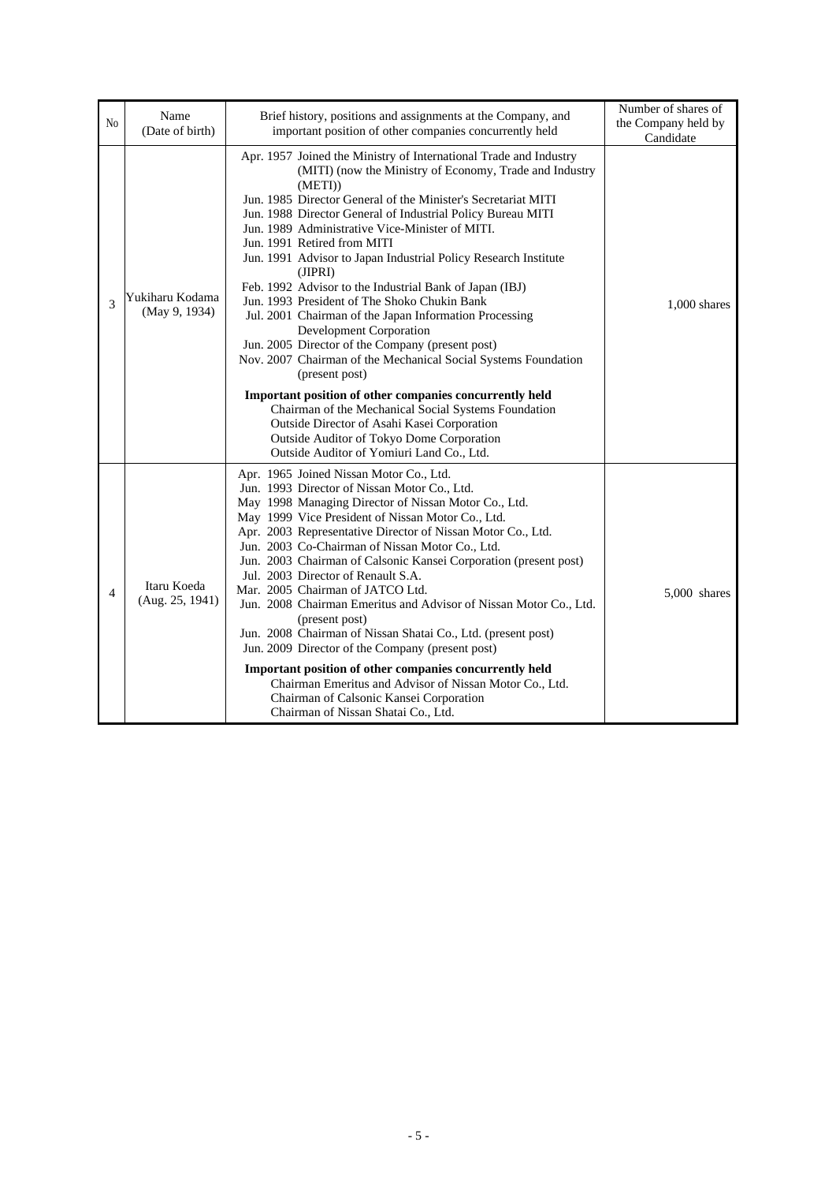| No | Name (Date of birth) | Brief history, positions and assignments at the Company, and important position of other companies concurrently held | Number of shares of the Company held by Candidate |
|---|---|---|---|
| 3 | Yukiharu Kodama (May 9, 1934) | Apr. 1957 Joined the Ministry of International Trade and Industry (MITI) (now the Ministry of Economy, Trade and Industry (METI))<br>Jun. 1985 Director General of the Minister's Secretariat MITI<br>Jun. 1988 Director General of Industrial Policy Bureau MITI<br>Jun. 1989 Administrative Vice-Minister of MITI.<br>Jun. 1991 Retired from MITI<br>Jun. 1991 Advisor to Japan Industrial Policy Research Institute (JIPRI)<br>Feb. 1992 Advisor to the Industrial Bank of Japan (IBJ)<br>Jun. 1993 President of The Shoko Chukin Bank<br>Jul. 2001 Chairman of the Japan Information Processing Development Corporation<br>Jun. 2005 Director of the Company (present post)<br>Nov. 2007 Chairman of the Mechanical Social Systems Foundation (present post)<br>**Important position of other companies concurrently held**<br>Chairman of the Mechanical Social Systems Foundation<br>Outside Director of Asahi Kasei Corporation<br>Outside Auditor of Tokyo Dome Corporation<br>Outside Auditor of Yomiuri Land Co., Ltd. | 1,000 shares |
| 4 | Itaru Koeda (Aug. 25, 1941) | Apr. 1965 Joined Nissan Motor Co., Ltd.<br>Jun. 1993 Director of Nissan Motor Co., Ltd.<br>May 1998 Managing Director of Nissan Motor Co., Ltd.<br>May 1999 Vice President of Nissan Motor Co., Ltd.<br>Apr. 2003 Representative Director of Nissan Motor Co., Ltd.<br>Jun. 2003 Co-Chairman of Nissan Motor Co., Ltd.<br>Jun. 2003 Chairman of Calsonic Kansei Corporation (present post)<br>Jul. 2003 Director of Renault S.A.<br>Mar. 2005 Chairman of JATCO Ltd.<br>Jun. 2008 Chairman Emeritus and Advisor of Nissan Motor Co., Ltd. (present post)<br>Jun. 2008 Chairman of Nissan Shatai Co., Ltd. (present post)<br>Jun. 2009 Director of the Company (present post)<br>**Important position of other companies concurrently held**<br>Chairman Emeritus and Advisor of Nissan Motor Co., Ltd.<br>Chairman of Calsonic Kansei Corporation<br>Chairman of Nissan Shatai Co., Ltd. | 5,000 shares |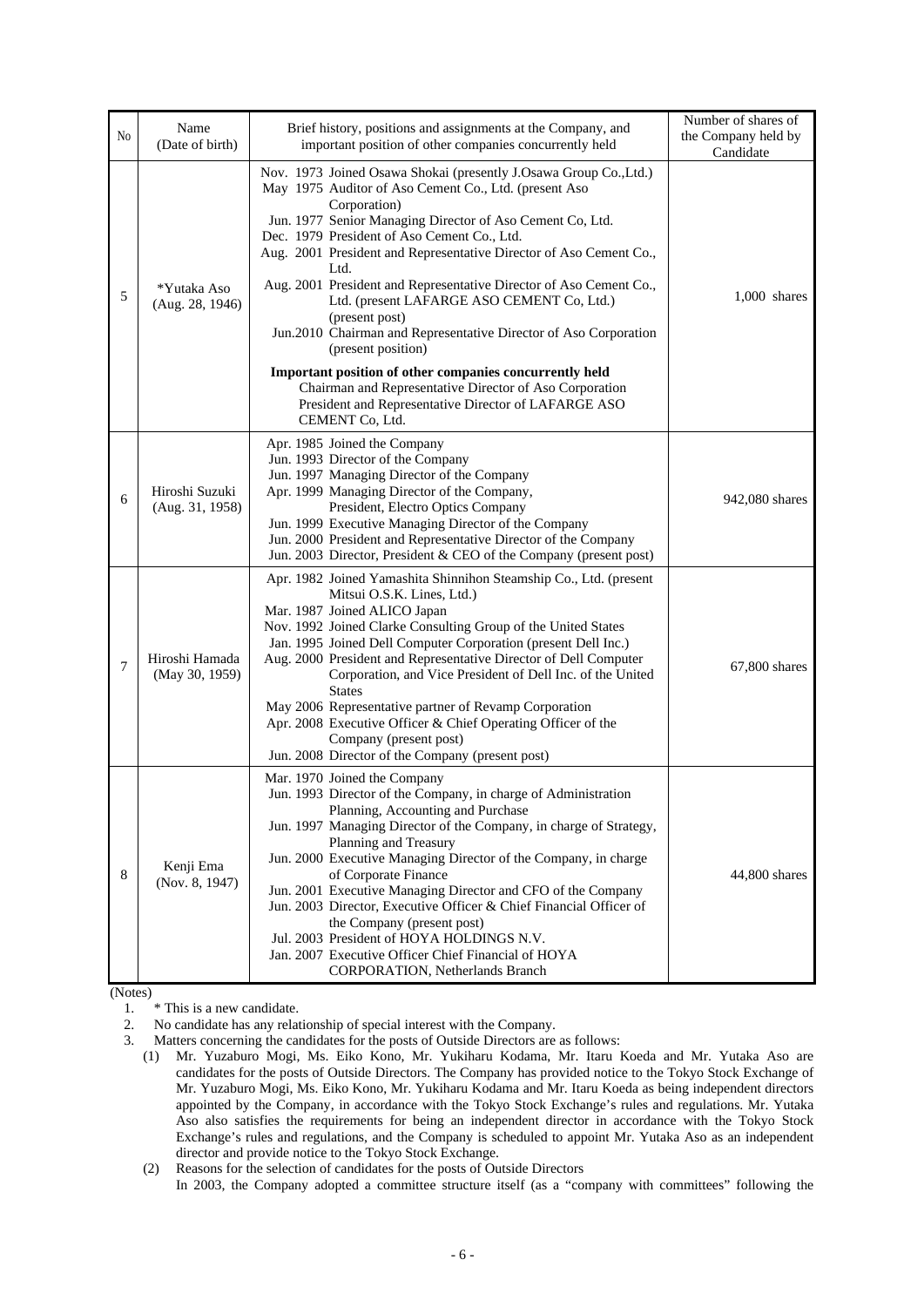| No | Name (Date of birth) | Brief history, positions and assignments at the Company, and important position of other companies concurrently held | Number of shares of the Company held by Candidate |
|---|---|---|---|
| 5 | *Yutaka Aso (Aug. 28, 1946) | Nov. 1973 Joined Osawa Shokai (presently J.Osawa Group Co.,Ltd.)<br>May 1975 Auditor of Aso Cement Co., Ltd. (present Aso Corporation)<br>Jun. 1977 Senior Managing Director of Aso Cement Co, Ltd.<br>Dec. 1979 President of Aso Cement Co., Ltd.<br>Aug. 2001 President and Representative Director of Aso Cement Co., Ltd.<br>Aug. 2001 President and Representative Director of Aso Cement Co., Ltd. (present LAFARGE ASO CEMENT Co, Ltd.) (present post)<br>Jun.2010 Chairman and Representative Director of Aso Corporation (present position)<br>**Important position of other companies concurrently held**<br>Chairman and Representative Director of Aso Corporation<br>President and Representative Director of LAFARGE ASO CEMENT Co, Ltd. | 1,000 shares |
| 6 | Hiroshi Suzuki (Aug. 31, 1958) | Apr. 1985 Joined the Company<br>Jun. 1993 Director of the Company<br>Jun. 1997 Managing Director of the Company<br>Apr. 1999 Managing Director of the Company, President, Electro Optics Company<br>Jun. 1999 Executive Managing Director of the Company<br>Jun. 2000 President and Representative Director of the Company<br>Jun. 2003 Director, President & CEO of the Company (present post) | 942,080 shares |
| 7 | Hiroshi Hamada (May 30, 1959) | Apr. 1982 Joined Yamashita Shinnihon Steamship Co., Ltd. (present Mitsui O.S.K. Lines, Ltd.)<br>Mar. 1987 Joined ALICO Japan<br>Nov. 1992 Joined Clarke Consulting Group of the United States<br>Jan. 1995 Joined Dell Computer Corporation (present Dell Inc.)<br>Aug. 2000 President and Representative Director of Dell Computer Corporation, and Vice President of Dell Inc. of the United States<br>May 2006 Representative partner of Revamp Corporation<br>Apr. 2008 Executive Officer & Chief Operating Officer of the Company (present post)<br>Jun. 2008 Director of the Company (present post) | 67,800 shares |
| 8 | Kenji Ema (Nov. 8, 1947) | Mar. 1970 Joined the Company<br>Jun. 1993 Director of the Company, in charge of Administration Planning, Accounting and Purchase<br>Jun. 1997 Managing Director of the Company, in charge of Strategy, Planning and Treasury<br>Jun. 2000 Executive Managing Director of the Company, in charge of Corporate Finance<br>Jun. 2001 Executive Managing Director and CFO of the Company<br>Jun. 2003 Director, Executive Officer & Chief Financial Officer of the Company (present post)<br>Jul. 2003 President of HOYA HOLDINGS N.V.<br>Jan. 2007 Executive Officer Chief Financial of HOYA CORPORATION, Netherlands Branch | 44,800 shares |

(Notes)

1. * This is a new candidate.
2. No candidate has any relationship of special interest with the Company.
3. Matters concerning the candidates for the posts of Outside Directors are as follows:
   (1) Mr. Yuzaburo Mogi, Ms. Eiko Kono, Mr. Yukiharu Kodama, Mr. Itaru Koeda and Mr. Yutaka Aso are candidates for the posts of Outside Directors. The Company has provided notice to the Tokyo Stock Exchange of Mr. Yuzaburo Mogi, Ms. Eiko Kono, Mr. Yukiharu Kodama and Mr. Itaru Koeda as being independent directors appointed by the Company, in accordance with the Tokyo Stock Exchange's rules and regulations. Mr. Yutaka Aso also satisfies the requirements for being an independent director in accordance with the Tokyo Stock Exchange's rules and regulations, and the Company is scheduled to appoint Mr. Yutaka Aso as an independent director and provide notice to the Tokyo Stock Exchange.
   (2) Reasons for the selection of candidates for the posts of Outside Directors
   In 2003, the Company adopted a committee structure itself (as a "company with committees" following the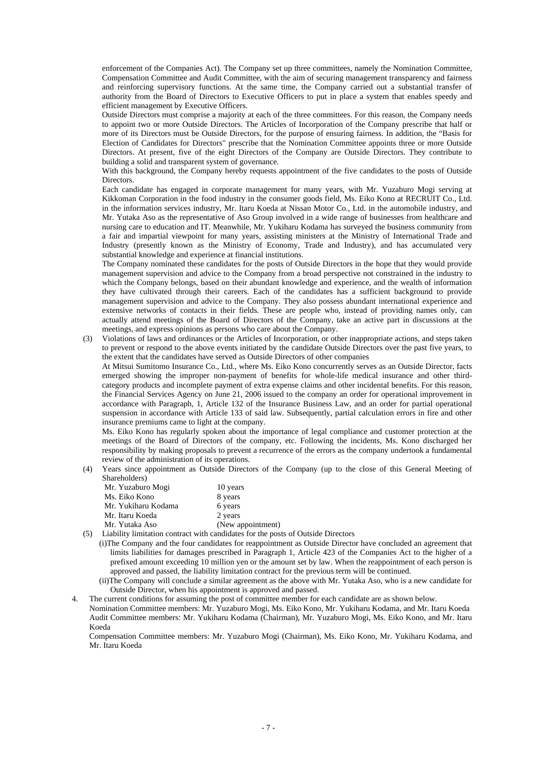enforcement of the Companies Act). The Company set up three committees, namely the Nomination Committee, Compensation Committee and Audit Committee, with the aim of securing management transparency and fairness and reinforcing supervisory functions. At the same time, the Company carried out a substantial transfer of authority from the Board of Directors to Executive Officers to put in place a system that enables speedy and efficient management by Executive Officers.

Outside Directors must comprise a majority at each of the three committees. For this reason, the Company needs to appoint two or more Outside Directors. The Articles of Incorporation of the Company prescribe that half or more of its Directors must be Outside Directors, for the purpose of ensuring fairness. In addition, the "Basis for Election of Candidates for Directors" prescribe that the Nomination Committee appoints three or more Outside Directors. At present, five of the eight Directors of the Company are Outside Directors. They contribute to building a solid and transparent system of governance.

With this background, the Company hereby requests appointment of the five candidates to the posts of Outside Directors.

Each candidate has engaged in corporate management for many years, with Mr. Yuzaburo Mogi serving at Kikkoman Corporation in the food industry in the consumer goods field, Ms. Eiko Kono at RECRUIT Co., Ltd. in the information services industry, Mr. Itaru Koeda at Nissan Motor Co., Ltd. in the automobile industry, and Mr. Yutaka Aso as the representative of Aso Group involved in a wide range of businesses from healthcare and nursing care to education and IT. Meanwhile, Mr. Yukiharu Kodama has surveyed the business community from a fair and impartial viewpoint for many years, assisting ministers at the Ministry of International Trade and Industry (presently known as the Ministry of Economy, Trade and Industry), and has accumulated very substantial knowledge and experience at financial institutions.

The Company nominated these candidates for the posts of Outside Directors in the hope that they would provide management supervision and advice to the Company from a broad perspective not constrained in the industry to which the Company belongs, based on their abundant knowledge and experience, and the wealth of information they have cultivated through their careers. Each of the candidates has a sufficient background to provide management supervision and advice to the Company. They also possess abundant international experience and extensive networks of contacts in their fields. These are people who, instead of providing names only, can actually attend meetings of the Board of Directors of the Company, take an active part in discussions at the meetings, and express opinions as persons who care about the Company.

(3) Violations of laws and ordinances or the Articles of Incorporation, or other inappropriate actions, and steps taken to prevent or respond to the above events initiated by the candidate Outside Directors over the past five years, to the extent that the candidates have served as Outside Directors of other companies

At Mitsui Sumitomo Insurance Co., Ltd., where Ms. Eiko Kono concurrently serves as an Outside Director, facts emerged showing the improper non-payment of benefits for whole-life medical insurance and other third-category products and incomplete payment of extra expense claims and other incidental benefits. For this reason, the Financial Services Agency on June 21, 2006 issued to the company an order for operational improvement in accordance with Paragraph, 1, Article 132 of the Insurance Business Law, and an order for partial operational suspension in accordance with Article 133 of said law. Subsequently, partial calculation errors in fire and other insurance premiums came to light at the company.

Ms. Eiko Kono has regularly spoken about the importance of legal compliance and customer protection at the meetings of the Board of Directors of the company, etc. Following the incidents, Ms. Kono discharged her responsibility by making proposals to prevent a recurrence of the errors as the company undertook a fundamental review of the administration of its operations.

(4) Years since appointment as Outside Directors of the Company (up to the close of this General Meeting of Shareholders)

| | |
|---|---|
| Mr. Yuzaburo Mogi | 10 years |
| Ms. Eiko Kono | 8 years |
| Mr. Yukiharu Kodama | 6 years |
| Mr. Itaru Koeda | 2 years |
| Mr. Yutaka Aso | (New appointment) |

(5) Liability limitation contract with candidates for the posts of Outside Directors

(i) The Company and the four candidates for reappointment as Outside Director have concluded an agreement that limits liabilities for damages prescribed in Paragraph 1, Article 423 of the Companies Act to the higher of a prefixed amount exceeding 10 million yen or the amount set by law. When the reappointment of each person is approved and passed, the liability limitation contract for the previous term will be continued.

(ii) The Company will conclude a similar agreement as the above with Mr. Yutaka Aso, who is a new candidate for Outside Director, when his appointment is approved and passed.

4. The current conditions for assuming the post of committee member for each candidate are as shown below.

Nomination Committee members: Mr. Yuzaburo Mogi, Ms. Eiko Kono, Mr. Yukiharu Kodama, and Mr. Itaru Koeda

Audit Committee members: Mr. Yukiharu Kodama (Chairman), Mr. Yuzaburo Mogi, Ms. Eiko Kono, and Mr. Itaru Koeda

Compensation Committee members: Mr. Yuzaburo Mogi (Chairman), Ms. Eiko Kono, Mr. Yukiharu Kodama, and Mr. Itaru Koeda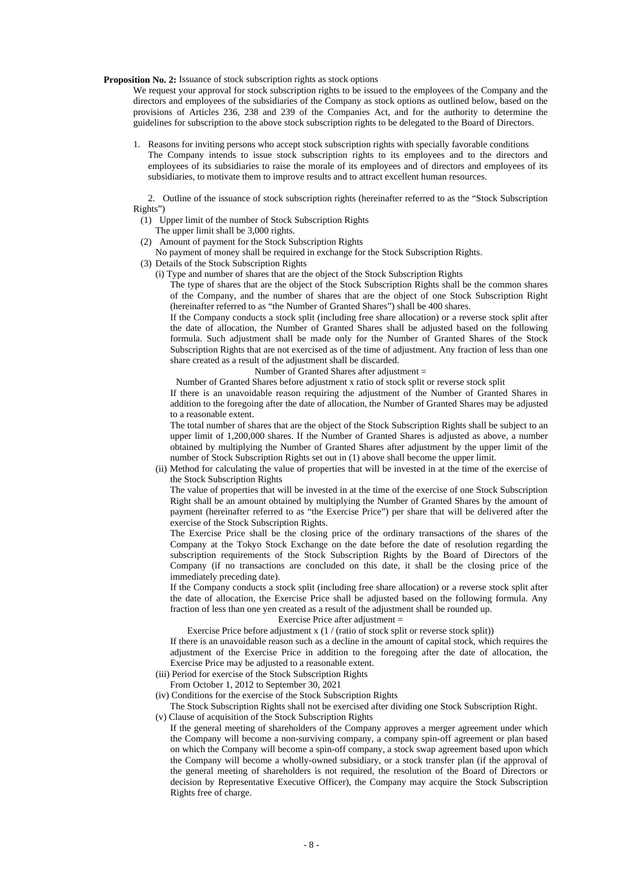**Proposition No. 2:** Issuance of stock subscription rights as stock options

We request your approval for stock subscription rights to be issued to the employees of the Company and the directors and employees of the subsidiaries of the Company as stock options as outlined below, based on the provisions of Articles 236, 238 and 239 of the Companies Act, and for the authority to determine the guidelines for subscription to the above stock subscription rights to be delegated to the Board of Directors.

1. Reasons for inviting persons who accept stock subscription rights with specially favorable conditions

   The Company intends to issue stock subscription rights to its employees and to the directors and employees of its subsidiaries to raise the morale of its employees and of directors and employees of its subsidiaries, to motivate them to improve results and to attract excellent human resources.

2. Outline of the issuance of stock subscription rights (hereinafter referred to as the "Stock Subscription Rights")

(1) Upper limit of the number of Stock Subscription Rights

The upper limit shall be 3,000 rights.

(2) Amount of payment for the Stock Subscription Rights

No payment of money shall be required in exchange for the Stock Subscription Rights.

(3) Details of the Stock Subscription Rights

(i) Type and number of shares that are the object of the Stock Subscription Rights

The type of shares that are the object of the Stock Subscription Rights shall be the common shares of the Company, and the number of shares that are the object of one Stock Subscription Right (hereinafter referred to as "the Number of Granted Shares") shall be 400 shares.

If the Company conducts a stock split (including free share allocation) or a reverse stock split after the date of allocation, the Number of Granted Shares shall be adjusted based on the following formula. Such adjustment shall be made only for the Number of Granted Shares of the Stock Subscription Rights that are not exercised as of the time of adjustment. Any fraction of less than one share created as a result of the adjustment shall be discarded.

Number of Granted Shares after adjustment =

Number of Granted Shares before adjustment x ratio of stock split or reverse stock split

If there is an unavoidable reason requiring the adjustment of the Number of Granted Shares in addition to the foregoing after the date of allocation, the Number of Granted Shares may be adjusted to a reasonable extent.

The total number of shares that are the object of the Stock Subscription Rights shall be subject to an upper limit of 1,200,000 shares. If the Number of Granted Shares is adjusted as above, a number obtained by multiplying the Number of Granted Shares after adjustment by the upper limit of the number of Stock Subscription Rights set out in (1) above shall become the upper limit.

(ii) Method for calculating the value of properties that will be invested in at the time of the exercise of the Stock Subscription Rights

The value of properties that will be invested in at the time of the exercise of one Stock Subscription Right shall be an amount obtained by multiplying the Number of Granted Shares by the amount of payment (hereinafter referred to as "the Exercise Price") per share that will be delivered after the exercise of the Stock Subscription Rights.

The Exercise Price shall be the closing price of the ordinary transactions of the shares of the Company at the Tokyo Stock Exchange on the date before the date of resolution regarding the subscription requirements of the Stock Subscription Rights by the Board of Directors of the Company (if no transactions are concluded on this date, it shall be the closing price of the immediately preceding date).

If the Company conducts a stock split (including free share allocation) or a reverse stock split after the date of allocation, the Exercise Price shall be adjusted based on the following formula. Any fraction of less than one yen created as a result of the adjustment shall be rounded up.

Exercise Price after adjustment =

Exercise Price before adjustment x (1 / (ratio of stock split or reverse stock split))

If there is an unavoidable reason such as a decline in the amount of capital stock, which requires the adjustment of the Exercise Price in addition to the foregoing after the date of allocation, the Exercise Price may be adjusted to a reasonable extent.

(iii) Period for exercise of the Stock Subscription Rights

From October 1, 2012 to September 30, 2021

(iv) Conditions for the exercise of the Stock Subscription Rights

The Stock Subscription Rights shall not be exercised after dividing one Stock Subscription Right.

(v) Clause of acquisition of the Stock Subscription Rights

If the general meeting of shareholders of the Company approves a merger agreement under which the Company will become a non-surviving company, a company spin-off agreement or plan based on which the Company will become a spin-off company, a stock swap agreement based upon which the Company will become a wholly-owned subsidiary, or a stock transfer plan (if the approval of the general meeting of shareholders is not required, the resolution of the Board of Directors or decision by Representative Executive Officer), the Company may acquire the Stock Subscription Rights free of charge.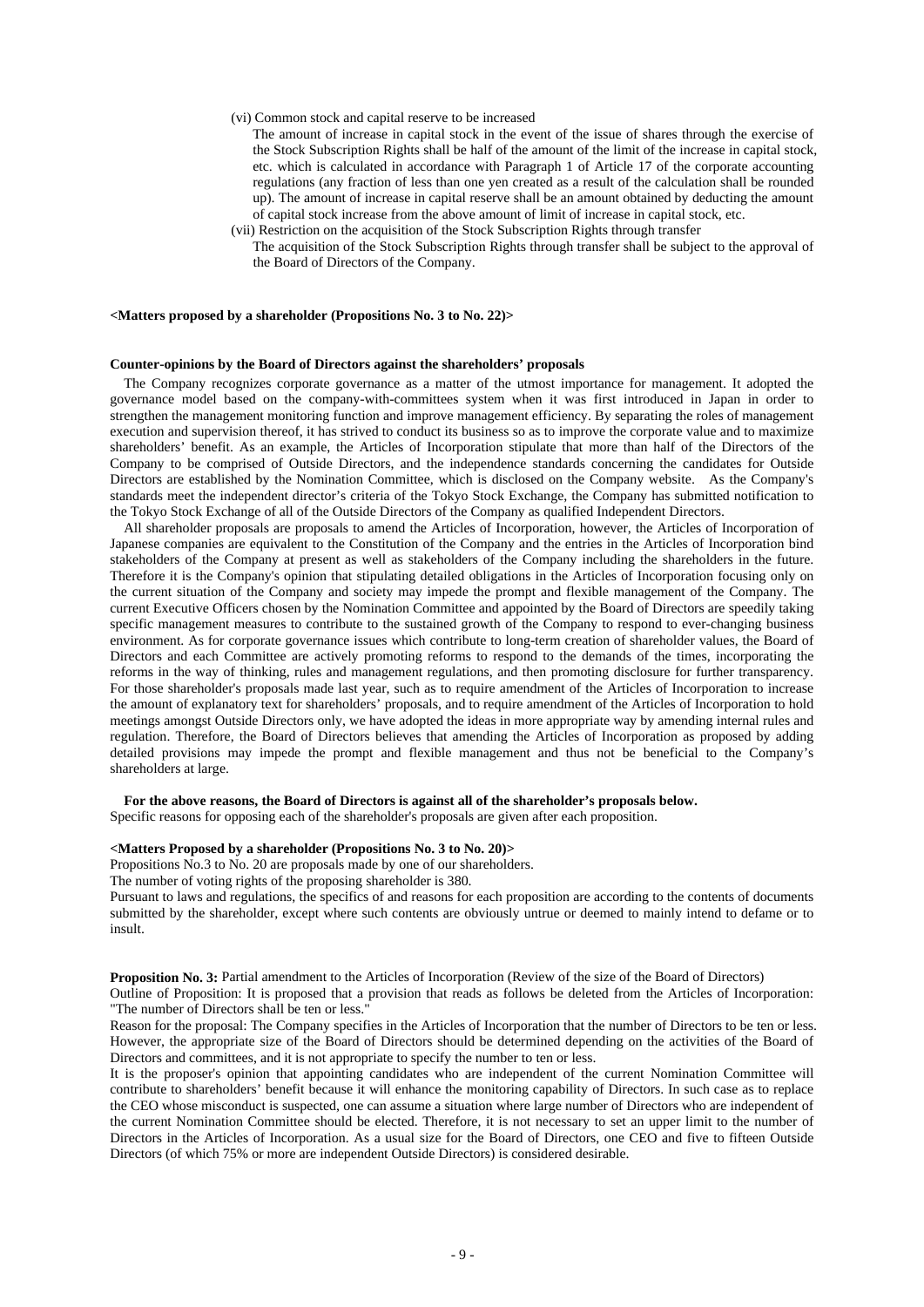(vi) Common stock and capital reserve to be increased

The amount of increase in capital stock in the event of the issue of shares through the exercise of the Stock Subscription Rights shall be half of the amount of the limit of the increase in capital stock, etc. which is calculated in accordance with Paragraph 1 of Article 17 of the corporate accounting regulations (any fraction of less than one yen created as a result of the calculation shall be rounded up). The amount of increase in capital reserve shall be an amount obtained by deducting the amount of capital stock increase from the above amount of limit of increase in capital stock, etc.

(vii) Restriction on the acquisition of the Stock Subscription Rights through transfer

The acquisition of the Stock Subscription Rights through transfer shall be subject to the approval of the Board of Directors of the Company.

**<Matters proposed by a shareholder (Propositions No. 3 to No. 22)>**

**Counter-opinions by the Board of Directors against the shareholders' proposals**

The Company recognizes corporate governance as a matter of the utmost importance for management. It adopted the governance model based on the company-with-committees system when it was first introduced in Japan in order to strengthen the management monitoring function and improve management efficiency. By separating the roles of management execution and supervision thereof, it has strived to conduct its business so as to improve the corporate value and to maximize shareholders' benefit. As an example, the Articles of Incorporation stipulate that more than half of the Directors of the Company to be comprised of Outside Directors, and the independence standards concerning the candidates for Outside Directors are established by the Nomination Committee, which is disclosed on the Company website. As the Company's standards meet the independent director's criteria of the Tokyo Stock Exchange, the Company has submitted notification to the Tokyo Stock Exchange of all of the Outside Directors of the Company as qualified Independent Directors.

All shareholder proposals are proposals to amend the Articles of Incorporation, however, the Articles of Incorporation of Japanese companies are equivalent to the Constitution of the Company and the entries in the Articles of Incorporation bind stakeholders of the Company at present as well as stakeholders of the Company including the shareholders in the future. Therefore it is the Company's opinion that stipulating detailed obligations in the Articles of Incorporation focusing only on the current situation of the Company and society may impede the prompt and flexible management of the Company. The current Executive Officers chosen by the Nomination Committee and appointed by the Board of Directors are speedily taking specific management measures to contribute to the sustained growth of the Company to respond to ever-changing business environment. As for corporate governance issues which contribute to long-term creation of shareholder values, the Board of Directors and each Committee are actively promoting reforms to respond to the demands of the times, incorporating the reforms in the way of thinking, rules and management regulations, and then promoting disclosure for further transparency. For those shareholder's proposals made last year, such as to require amendment of the Articles of Incorporation to increase the amount of explanatory text for shareholders' proposals, and to require amendment of the Articles of Incorporation to hold meetings amongst Outside Directors only, we have adopted the ideas in more appropriate way by amending internal rules and regulation. Therefore, the Board of Directors believes that amending the Articles of Incorporation as proposed by adding detailed provisions may impede the prompt and flexible management and thus not be beneficial to the Company's shareholders at large.

**For the above reasons, the Board of Directors is against all of the shareholder's proposals below.**
Specific reasons for opposing each of the shareholder's proposals are given after each proposition.

**<Matters Proposed by a shareholder (Propositions No. 3 to No. 20)>**

Propositions No.3 to No. 20 are proposals made by one of our shareholders.

The number of voting rights of the proposing shareholder is 380.

Pursuant to laws and regulations, the specifics of and reasons for each proposition are according to the contents of documents submitted by the shareholder, except where such contents are obviously untrue or deemed to mainly intend to defame or to insult.

**Proposition No. 3:** Partial amendment to the Articles of Incorporation (Review of the size of the Board of Directors)

Outline of Proposition: It is proposed that a provision that reads as follows be deleted from the Articles of Incorporation: "The number of Directors shall be ten or less."

Reason for the proposal: The Company specifies in the Articles of Incorporation that the number of Directors to be ten or less. However, the appropriate size of the Board of Directors should be determined depending on the activities of the Board of Directors and committees, and it is not appropriate to specify the number to ten or less.

It is the proposer's opinion that appointing candidates who are independent of the current Nomination Committee will contribute to shareholders' benefit because it will enhance the monitoring capability of Directors. In such case as to replace the CEO whose misconduct is suspected, one can assume a situation where large number of Directors who are independent of the current Nomination Committee should be elected. Therefore, it is not necessary to set an upper limit to the number of Directors in the Articles of Incorporation. As a usual size for the Board of Directors, one CEO and five to fifteen Outside Directors (of which 75% or more are independent Outside Directors) is considered desirable.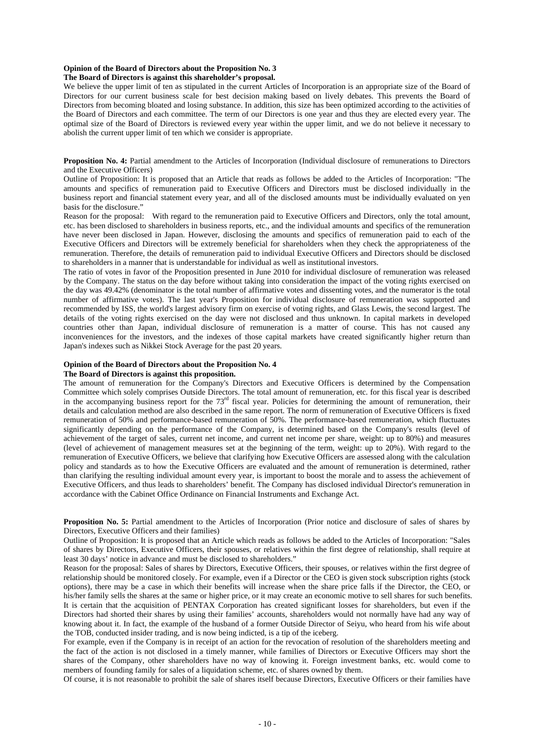**Opinion of the Board of Directors about the Proposition No. 3**
**The Board of Directors is against this shareholder's proposal.**

We believe the upper limit of ten as stipulated in the current Articles of Incorporation is an appropriate size of the Board of Directors for our current business scale for best decision making based on lively debates. This prevents the Board of Directors from becoming bloated and losing substance. In addition, this size has been optimized according to the activities of the Board of Directors and each committee. The term of our Directors is one year and thus they are elected every year. The optimal size of the Board of Directors is reviewed every year within the upper limit, and we do not believe it necessary to abolish the current upper limit of ten which we consider is appropriate.

**Proposition No. 4:** Partial amendment to the Articles of Incorporation (Individual disclosure of remunerations to Directors and the Executive Officers)

Outline of Proposition: It is proposed that an Article that reads as follows be added to the Articles of Incorporation: "The amounts and specifics of remuneration paid to Executive Officers and Directors must be disclosed individually in the business report and financial statement every year, and all of the disclosed amounts must be individually evaluated on yen basis for the disclosure."

Reason for the proposal: With regard to the remuneration paid to Executive Officers and Directors, only the total amount, etc. has been disclosed to shareholders in business reports, etc., and the individual amounts and specifics of the remuneration have never been disclosed in Japan. However, disclosing the amounts and specifics of remuneration paid to each of the Executive Officers and Directors will be extremely beneficial for shareholders when they check the appropriateness of the remuneration. Therefore, the details of remuneration paid to individual Executive Officers and Directors should be disclosed to shareholders in a manner that is understandable for individual as well as institutional investors.

The ratio of votes in favor of the Proposition presented in June 2010 for individual disclosure of remuneration was released by the Company. The status on the day before without taking into consideration the impact of the voting rights exercised on the day was 49.42% (denominator is the total number of affirmative votes and dissenting votes, and the numerator is the total number of affirmative votes). The last year's Proposition for individual disclosure of remuneration was supported and recommended by ISS, the world's largest advisory firm on exercise of voting rights, and Glass Lewis, the second largest. The details of the voting rights exercised on the day were not disclosed and thus unknown. In capital markets in developed countries other than Japan, individual disclosure of remuneration is a matter of course. This has not caused any inconveniences for the investors, and the indexes of those capital markets have created significantly higher return than Japan's indexes such as Nikkei Stock Average for the past 20 years.

**Opinion of the Board of Directors about the Proposition No. 4**
**The Board of Directors is against this proposition.**

The amount of remuneration for the Company's Directors and Executive Officers is determined by the Compensation Committee which solely comprises Outside Directors. The total amount of remuneration, etc. for this fiscal year is described in the accompanying business report for the 73rd fiscal year. Policies for determining the amount of remuneration, their details and calculation method are also described in the same report. The norm of remuneration of Executive Officers is fixed remuneration of 50% and performance-based remuneration of 50%. The performance-based remuneration, which fluctuates significantly depending on the performance of the Company, is determined based on the Company's results (level of achievement of the target of sales, current net income, and current net income per share, weight: up to 80%) and measures (level of achievement of management measures set at the beginning of the term, weight: up to 20%). With regard to the remuneration of Executive Officers, we believe that clarifying how Executive Officers are assessed along with the calculation policy and standards as to how the Executive Officers are evaluated and the amount of remuneration is determined, rather than clarifying the resulting individual amount every year, is important to boost the morale and to assess the achievement of Executive Officers, and thus leads to shareholders' benefit. The Company has disclosed individual Director's remuneration in accordance with the Cabinet Office Ordinance on Financial Instruments and Exchange Act.

**Proposition No. 5:** Partial amendment to the Articles of Incorporation (Prior notice and disclosure of sales of shares by Directors, Executive Officers and their families)

Outline of Proposition: It is proposed that an Article which reads as follows be added to the Articles of Incorporation: "Sales of shares by Directors, Executive Officers, their spouses, or relatives within the first degree of relationship, shall require at least 30 days' notice in advance and must be disclosed to shareholders."

Reason for the proposal: Sales of shares by Directors, Executive Officers, their spouses, or relatives within the first degree of relationship should be monitored closely. For example, even if a Director or the CEO is given stock subscription rights (stock options), there may be a case in which their benefits will increase when the share price falls if the Director, the CEO, or his/her family sells the shares at the same or higher price, or it may create an economic motive to sell shares for such benefits. It is certain that the acquisition of PENTAX Corporation has created significant losses for shareholders, but even if the Directors had shorted their shares by using their families' accounts, shareholders would not normally have had any way of knowing about it. In fact, the example of the husband of a former Outside Director of Seiyu, who heard from his wife about the TOB, conducted insider trading, and is now being indicted, is a tip of the iceberg.

For example, even if the Company is in receipt of an action for the revocation of resolution of the shareholders meeting and the fact of the action is not disclosed in a timely manner, while families of Directors or Executive Officers may short the shares of the Company, other shareholders have no way of knowing it. Foreign investment banks, etc. would come to members of founding family for sales of a liquidation scheme, etc. of shares owned by them.

Of course, it is not reasonable to prohibit the sale of shares itself because Directors, Executive Officers or their families have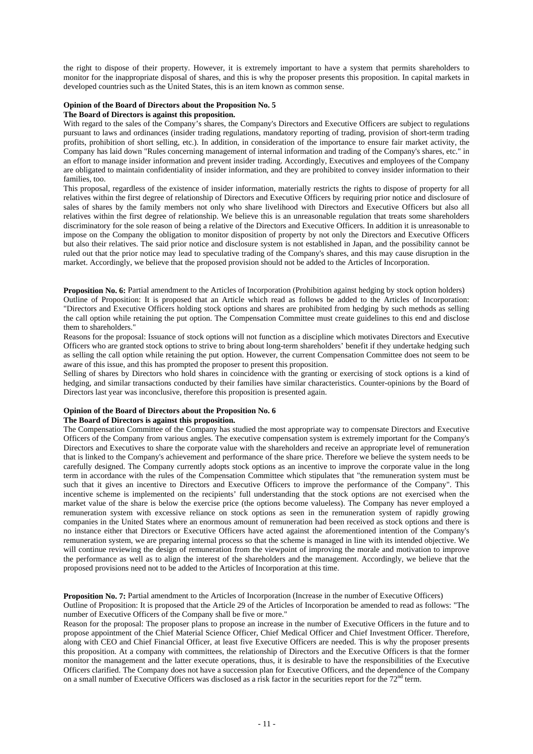the right to dispose of their property. However, it is extremely important to have a system that permits shareholders to monitor for the inappropriate disposal of shares, and this is why the proposer presents this proposition. In capital markets in developed countries such as the United States, this is an item known as common sense.

**Opinion of the Board of Directors about the Proposition No. 5**
**The Board of Directors is against this proposition.**

With regard to the sales of the Company's shares, the Company's Directors and Executive Officers are subject to regulations pursuant to laws and ordinances (insider trading regulations, mandatory reporting of trading, provision of short-term trading profits, prohibition of short selling, etc.). In addition, in consideration of the importance to ensure fair market activity, the Company has laid down "Rules concerning management of internal information and trading of the Company's shares, etc." in an effort to manage insider information and prevent insider trading. Accordingly, Executives and employees of the Company are obligated to maintain confidentiality of insider information, and they are prohibited to convey insider information to their families, too.

This proposal, regardless of the existence of insider information, materially restricts the rights to dispose of property for all relatives within the first degree of relationship of Directors and Executive Officers by requiring prior notice and disclosure of sales of shares by the family members not only who share livelihood with Directors and Executive Officers but also all relatives within the first degree of relationship. We believe this is an unreasonable regulation that treats some shareholders discriminatory for the sole reason of being a relative of the Directors and Executive Officers. In addition it is unreasonable to impose on the Company the obligation to monitor disposition of property by not only the Directors and Executive Officers but also their relatives. The said prior notice and disclosure system is not established in Japan, and the possibility cannot be ruled out that the prior notice may lead to speculative trading of the Company's shares, and this may cause disruption in the market. Accordingly, we believe that the proposed provision should not be added to the Articles of Incorporation.

**Proposition No. 6:** Partial amendment to the Articles of Incorporation (Prohibition against hedging by stock option holders)

Outline of Proposition: It is proposed that an Article which read as follows be added to the Articles of Incorporation: "Directors and Executive Officers holding stock options and shares are prohibited from hedging by such methods as selling the call option while retaining the put option. The Compensation Committee must create guidelines to this end and disclose them to shareholders."

Reasons for the proposal: Issuance of stock options will not function as a discipline which motivates Directors and Executive Officers who are granted stock options to strive to bring about long-term shareholders' benefit if they undertake hedging such as selling the call option while retaining the put option. However, the current Compensation Committee does not seem to be aware of this issue, and this has prompted the proposer to present this proposition.

Selling of shares by Directors who hold shares in coincidence with the granting or exercising of stock options is a kind of hedging, and similar transactions conducted by their families have similar characteristics. Counter-opinions by the Board of Directors last year was inconclusive, therefore this proposition is presented again.

**Opinion of the Board of Directors about the Proposition No. 6**
**The Board of Directors is against this proposition.**

The Compensation Committee of the Company has studied the most appropriate way to compensate Directors and Executive Officers of the Company from various angles. The executive compensation system is extremely important for the Company's Directors and Executives to share the corporate value with the shareholders and receive an appropriate level of remuneration that is linked to the Company's achievement and performance of the share price. Therefore we believe the system needs to be carefully designed. The Company currently adopts stock options as an incentive to improve the corporate value in the long term in accordance with the rules of the Compensation Committee which stipulates that "the remuneration system must be such that it gives an incentive to Directors and Executive Officers to improve the performance of the Company". This incentive scheme is implemented on the recipients' full understanding that the stock options are not exercised when the market value of the share is below the exercise price (the options become valueless). The Company has never employed a remuneration system with excessive reliance on stock options as seen in the remuneration system of rapidly growing companies in the United States where an enormous amount of remuneration had been received as stock options and there is no instance either that Directors or Executive Officers have acted against the aforementioned intention of the Company's remuneration system, we are preparing internal process so that the scheme is managed in line with its intended objective. We will continue reviewing the design of remuneration from the viewpoint of improving the morale and motivation to improve the performance as well as to align the interest of the shareholders and the management. Accordingly, we believe that the proposed provisions need not to be added to the Articles of Incorporation at this time.

**Proposition No. 7:** Partial amendment to the Articles of Incorporation (Increase in the number of Executive Officers)

Outline of Proposition: It is proposed that the Article 29 of the Articles of Incorporation be amended to read as follows: "The number of Executive Officers of the Company shall be five or more."

Reason for the proposal: The proposer plans to propose an increase in the number of Executive Officers in the future and to propose appointment of the Chief Material Science Officer, Chief Medical Officer and Chief Investment Officer. Therefore, along with CEO and Chief Financial Officer, at least five Executive Officers are needed. This is why the proposer presents this proposition. At a company with committees, the relationship of Directors and the Executive Officers is that the former monitor the management and the latter execute operations, thus, it is desirable to have the responsibilities of the Executive Officers clarified. The Company does not have a succession plan for Executive Officers, and the dependence of the Company on a small number of Executive Officers was disclosed as a risk factor in the securities report for the 72nd term.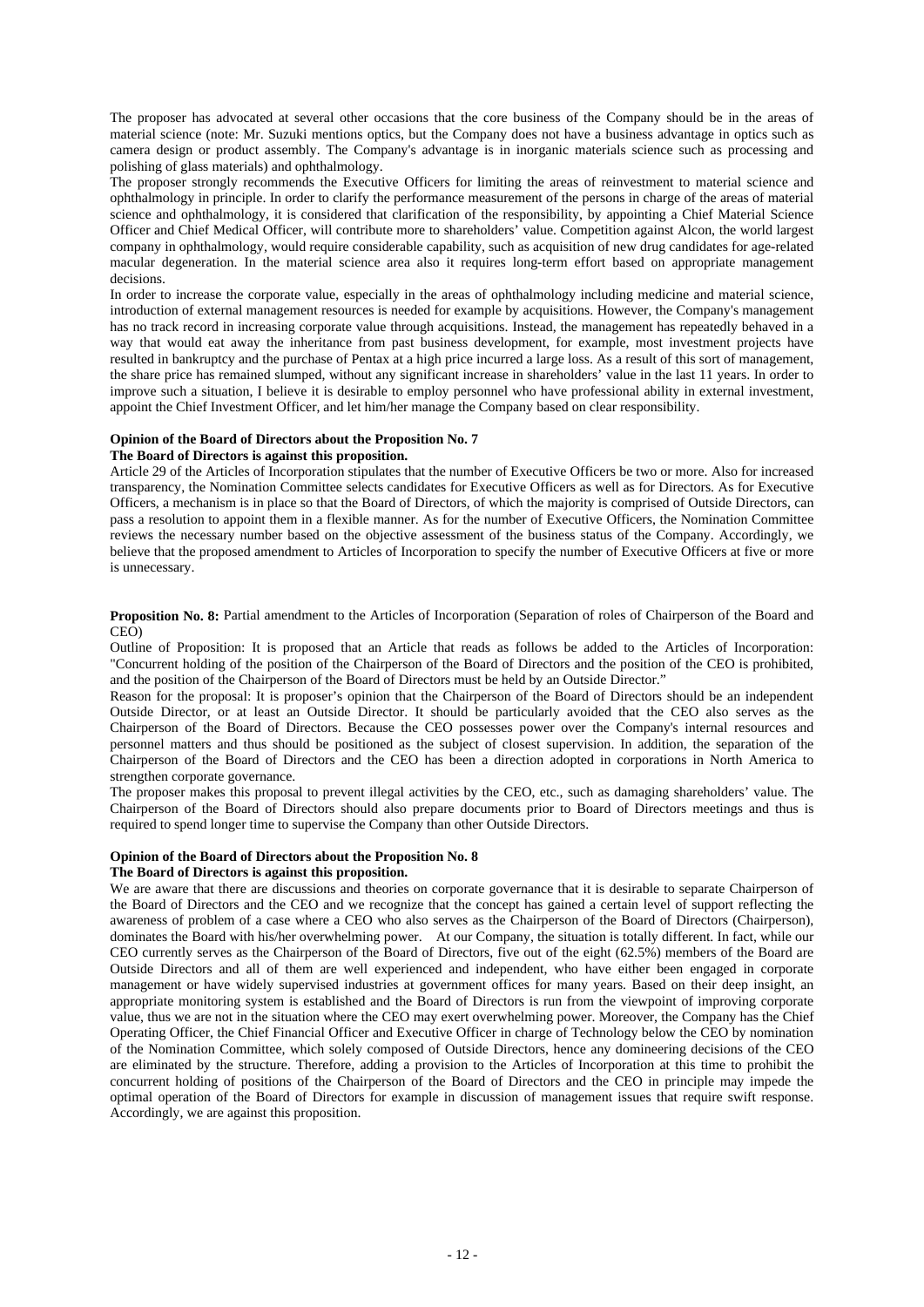The proposer has advocated at several other occasions that the core business of the Company should be in the areas of material science (note: Mr. Suzuki mentions optics, but the Company does not have a business advantage in optics such as camera design or product assembly. The Company's advantage is in inorganic materials science such as processing and polishing of glass materials) and ophthalmology.

The proposer strongly recommends the Executive Officers for limiting the areas of reinvestment to material science and ophthalmology in principle. In order to clarify the performance measurement of the persons in charge of the areas of material science and ophthalmology, it is considered that clarification of the responsibility, by appointing a Chief Material Science Officer and Chief Medical Officer, will contribute more to shareholders' value. Competition against Alcon, the world largest company in ophthalmology, would require considerable capability, such as acquisition of new drug candidates for age-related macular degeneration. In the material science area also it requires long-term effort based on appropriate management decisions.

In order to increase the corporate value, especially in the areas of ophthalmology including medicine and material science, introduction of external management resources is needed for example by acquisitions. However, the Company's management has no track record in increasing corporate value through acquisitions. Instead, the management has repeatedly behaved in a way that would eat away the inheritance from past business development, for example, most investment projects have resulted in bankruptcy and the purchase of Pentax at a high price incurred a large loss. As a result of this sort of management, the share price has remained slumped, without any significant increase in shareholders' value in the last 11 years. In order to improve such a situation, I believe it is desirable to employ personnel who have professional ability in external investment, appoint the Chief Investment Officer, and let him/her manage the Company based on clear responsibility.

**Opinion of the Board of Directors about the Proposition No. 7**

**The Board of Directors is against this proposition.**

Article 29 of the Articles of Incorporation stipulates that the number of Executive Officers be two or more. Also for increased transparency, the Nomination Committee selects candidates for Executive Officers as well as for Directors. As for Executive Officers, a mechanism is in place so that the Board of Directors, of which the majority is comprised of Outside Directors, can pass a resolution to appoint them in a flexible manner. As for the number of Executive Officers, the Nomination Committee reviews the necessary number based on the objective assessment of the business status of the Company. Accordingly, we believe that the proposed amendment to Articles of Incorporation to specify the number of Executive Officers at five or more is unnecessary.

**Proposition No. 8:** Partial amendment to the Articles of Incorporation (Separation of roles of Chairperson of the Board and CEO)

Outline of Proposition: It is proposed that an Article that reads as follows be added to the Articles of Incorporation: "Concurrent holding of the position of the Chairperson of the Board of Directors and the position of the CEO is prohibited, and the position of the Chairperson of the Board of Directors must be held by an Outside Director."

Reason for the proposal: It is proposer's opinion that the Chairperson of the Board of Directors should be an independent Outside Director, or at least an Outside Director. It should be particularly avoided that the CEO also serves as the Chairperson of the Board of Directors. Because the CEO possesses power over the Company's internal resources and personnel matters and thus should be positioned as the subject of closest supervision. In addition, the separation of the Chairperson of the Board of Directors and the CEO has been a direction adopted in corporations in North America to strengthen corporate governance.

The proposer makes this proposal to prevent illegal activities by the CEO, etc., such as damaging shareholders' value. The Chairperson of the Board of Directors should also prepare documents prior to Board of Directors meetings and thus is required to spend longer time to supervise the Company than other Outside Directors.

**Opinion of the Board of Directors about the Proposition No. 8**

**The Board of Directors is against this proposition.**

We are aware that there are discussions and theories on corporate governance that it is desirable to separate Chairperson of the Board of Directors and the CEO and we recognize that the concept has gained a certain level of support reflecting the awareness of problem of a case where a CEO who also serves as the Chairperson of the Board of Directors (Chairperson), dominates the Board with his/her overwhelming power. At our Company, the situation is totally different. In fact, while our CEO currently serves as the Chairperson of the Board of Directors, five out of the eight (62.5%) members of the Board are Outside Directors and all of them are well experienced and independent, who have either been engaged in corporate management or have widely supervised industries at government offices for many years. Based on their deep insight, an appropriate monitoring system is established and the Board of Directors is run from the viewpoint of improving corporate value, thus we are not in the situation where the CEO may exert overwhelming power. Moreover, the Company has the Chief Operating Officer, the Chief Financial Officer and Executive Officer in charge of Technology below the CEO by nomination of the Nomination Committee, which solely composed of Outside Directors, hence any domineering decisions of the CEO are eliminated by the structure. Therefore, adding a provision to the Articles of Incorporation at this time to prohibit the concurrent holding of positions of the Chairperson of the Board of Directors and the CEO in principle may impede the optimal operation of the Board of Directors for example in discussion of management issues that require swift response. Accordingly, we are against this proposition.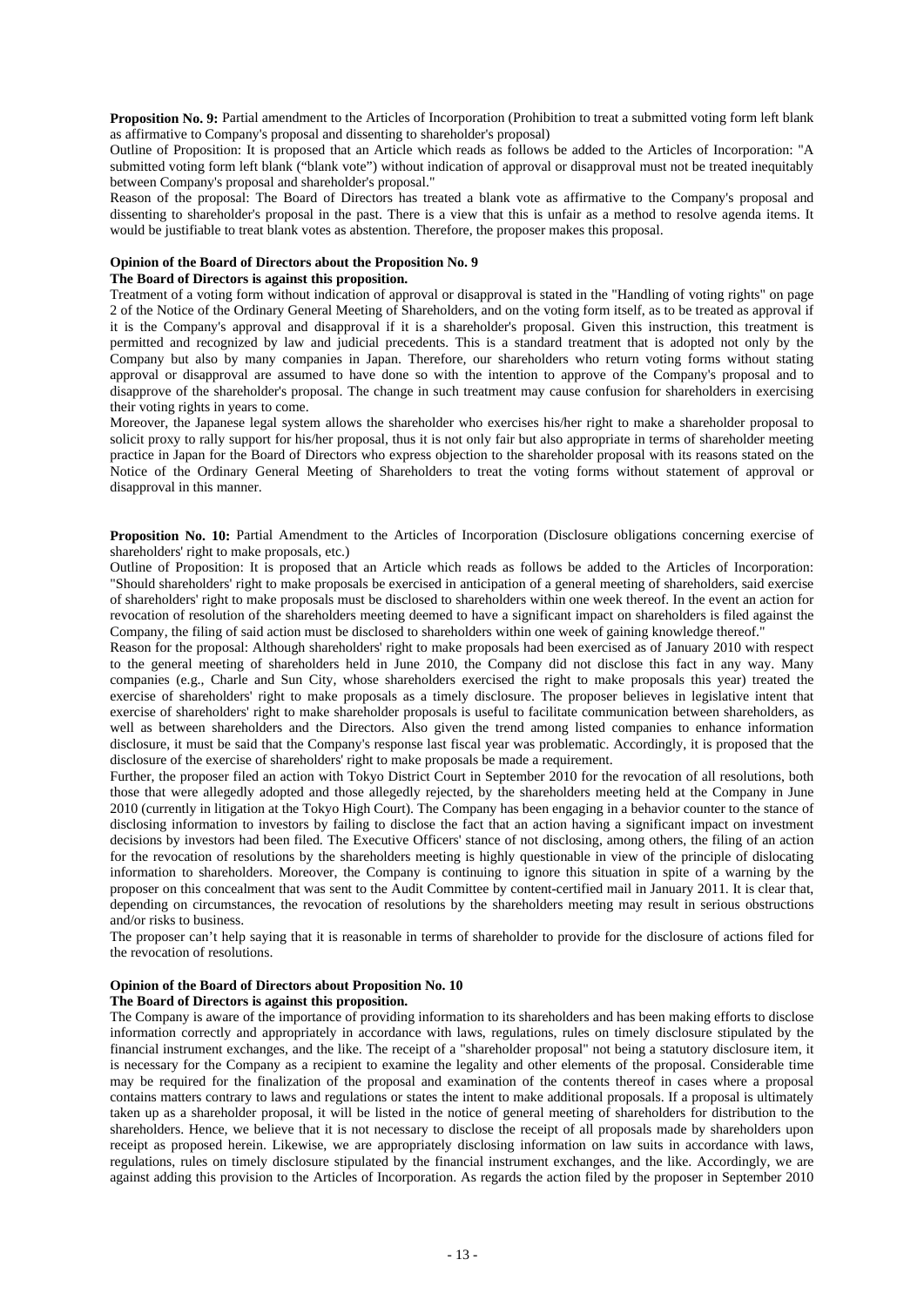**Proposition No. 9:** Partial amendment to the Articles of Incorporation (Prohibition to treat a submitted voting form left blank as affirmative to Company's proposal and dissenting to shareholder's proposal)

Outline of Proposition: It is proposed that an Article which reads as follows be added to the Articles of Incorporation: "A submitted voting form left blank ("blank vote") without indication of approval or disapproval must not be treated inequitably between Company's proposal and shareholder's proposal."

Reason of the proposal: The Board of Directors has treated a blank vote as affirmative to the Company's proposal and dissenting to shareholder's proposal in the past. There is a view that this is unfair as a method to resolve agenda items. It would be justifiable to treat blank votes as abstention. Therefore, the proposer makes this proposal.

**Opinion of the Board of Directors about the Proposition No. 9**

**The Board of Directors is against this proposition.**

Treatment of a voting form without indication of approval or disapproval is stated in the "Handling of voting rights" on page 2 of the Notice of the Ordinary General Meeting of Shareholders, and on the voting form itself, as to be treated as approval if it is the Company's approval and disapproval if it is a shareholder's proposal. Given this instruction, this treatment is permitted and recognized by law and judicial precedents. This is a standard treatment that is adopted not only by the Company but also by many companies in Japan. Therefore, our shareholders who return voting forms without stating approval or disapproval are assumed to have done so with the intention to approve of the Company's proposal and to disapprove of the shareholder's proposal. The change in such treatment may cause confusion for shareholders in exercising their voting rights in years to come.

Moreover, the Japanese legal system allows the shareholder who exercises his/her right to make a shareholder proposal to solicit proxy to rally support for his/her proposal, thus it is not only fair but also appropriate in terms of shareholder meeting practice in Japan for the Board of Directors who express objection to the shareholder proposal with its reasons stated on the Notice of the Ordinary General Meeting of Shareholders to treat the voting forms without statement of approval or disapproval in this manner.

**Proposition No. 10:** Partial Amendment to the Articles of Incorporation (Disclosure obligations concerning exercise of shareholders' right to make proposals, etc.)

Outline of Proposition: It is proposed that an Article which reads as follows be added to the Articles of Incorporation: "Should shareholders' right to make proposals be exercised in anticipation of a general meeting of shareholders, said exercise of shareholders' right to make proposals must be disclosed to shareholders within one week thereof. In the event an action for revocation of resolution of the shareholders meeting deemed to have a significant impact on shareholders is filed against the Company, the filing of said action must be disclosed to shareholders within one week of gaining knowledge thereof."

Reason for the proposal: Although shareholders' right to make proposals had been exercised as of January 2010 with respect to the general meeting of shareholders held in June 2010, the Company did not disclose this fact in any way. Many companies (e.g., Charle and Sun City, whose shareholders exercised the right to make proposals this year) treated the exercise of shareholders' right to make proposals as a timely disclosure. The proposer believes in legislative intent that exercise of shareholders' right to make shareholder proposals is useful to facilitate communication between shareholders, as well as between shareholders and the Directors. Also given the trend among listed companies to enhance information disclosure, it must be said that the Company's response last fiscal year was problematic. Accordingly, it is proposed that the disclosure of the exercise of shareholders' right to make proposals be made a requirement.

Further, the proposer filed an action with Tokyo District Court in September 2010 for the revocation of all resolutions, both those that were allegedly adopted and those allegedly rejected, by the shareholders meeting held at the Company in June 2010 (currently in litigation at the Tokyo High Court). The Company has been engaging in a behavior counter to the stance of disclosing information to investors by failing to disclose the fact that an action having a significant impact on investment decisions by investors had been filed. The Executive Officers' stance of not disclosing, among others, the filing of an action for the revocation of resolutions by the shareholders meeting is highly questionable in view of the principle of dislocating information to shareholders. Moreover, the Company is continuing to ignore this situation in spite of a warning by the proposer on this concealment that was sent to the Audit Committee by content-certified mail in January 2011. It is clear that, depending on circumstances, the revocation of resolutions by the shareholders meeting may result in serious obstructions and/or risks to business.

The proposer can't help saying that it is reasonable in terms of shareholder to provide for the disclosure of actions filed for the revocation of resolutions.

**Opinion of the Board of Directors about Proposition No. 10**

**The Board of Directors is against this proposition.**

The Company is aware of the importance of providing information to its shareholders and has been making efforts to disclose information correctly and appropriately in accordance with laws, regulations, rules on timely disclosure stipulated by the financial instrument exchanges, and the like. The receipt of a "shareholder proposal" not being a statutory disclosure item, it is necessary for the Company as a recipient to examine the legality and other elements of the proposal. Considerable time may be required for the finalization of the proposal and examination of the contents thereof in cases where a proposal contains matters contrary to laws and regulations or states the intent to make additional proposals. If a proposal is ultimately taken up as a shareholder proposal, it will be listed in the notice of general meeting of shareholders for distribution to the shareholders. Hence, we believe that it is not necessary to disclose the receipt of all proposals made by shareholders upon receipt as proposed herein. Likewise, we are appropriately disclosing information on law suits in accordance with laws, regulations, rules on timely disclosure stipulated by the financial instrument exchanges, and the like. Accordingly, we are against adding this provision to the Articles of Incorporation. As regards the action filed by the proposer in September 2010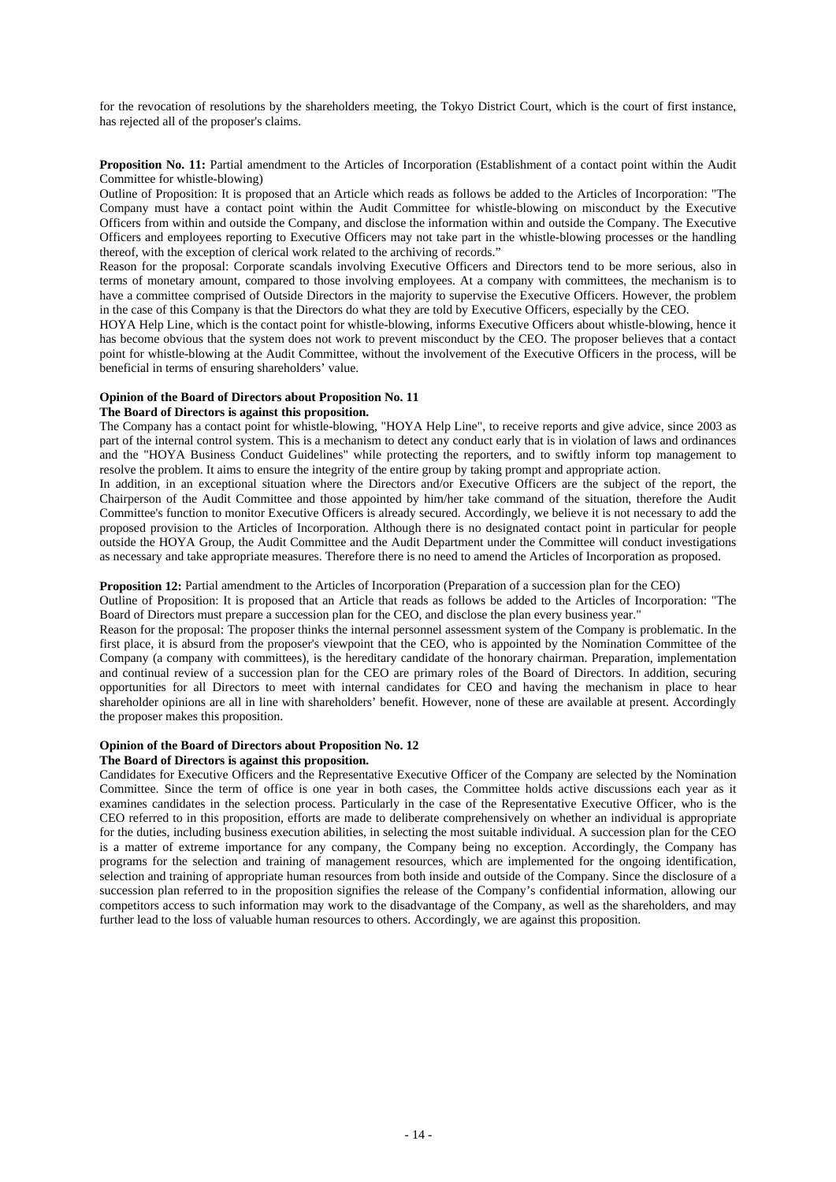for the revocation of resolutions by the shareholders meeting, the Tokyo District Court, which is the court of first instance, has rejected all of the proposer's claims.

**Proposition No. 11:** Partial amendment to the Articles of Incorporation (Establishment of a contact point within the Audit Committee for whistle-blowing)

Outline of Proposition: It is proposed that an Article which reads as follows be added to the Articles of Incorporation: "The Company must have a contact point within the Audit Committee for whistle-blowing on misconduct by the Executive Officers from within and outside the Company, and disclose the information within and outside the Company. The Executive Officers and employees reporting to Executive Officers may not take part in the whistle-blowing processes or the handling thereof, with the exception of clerical work related to the archiving of records."

Reason for the proposal: Corporate scandals involving Executive Officers and Directors tend to be more serious, also in terms of monetary amount, compared to those involving employees. At a company with committees, the mechanism is to have a committee comprised of Outside Directors in the majority to supervise the Executive Officers. However, the problem in the case of this Company is that the Directors do what they are told by Executive Officers, especially by the CEO.

HOYA Help Line, which is the contact point for whistle-blowing, informs Executive Officers about whistle-blowing, hence it has become obvious that the system does not work to prevent misconduct by the CEO. The proposer believes that a contact point for whistle-blowing at the Audit Committee, without the involvement of the Executive Officers in the process, will be beneficial in terms of ensuring shareholders' value.

**Opinion of the Board of Directors about Proposition No. 11**

**The Board of Directors is against this proposition.**

The Company has a contact point for whistle-blowing, "HOYA Help Line", to receive reports and give advice, since 2003 as part of the internal control system. This is a mechanism to detect any conduct early that is in violation of laws and ordinances and the "HOYA Business Conduct Guidelines" while protecting the reporters, and to swiftly inform top management to resolve the problem. It aims to ensure the integrity of the entire group by taking prompt and appropriate action.

In addition, in an exceptional situation where the Directors and/or Executive Officers are the subject of the report, the Chairperson of the Audit Committee and those appointed by him/her take command of the situation, therefore the Audit Committee's function to monitor Executive Officers is already secured. Accordingly, we believe it is not necessary to add the proposed provision to the Articles of Incorporation. Although there is no designated contact point in particular for people outside the HOYA Group, the Audit Committee and the Audit Department under the Committee will conduct investigations as necessary and take appropriate measures. Therefore there is no need to amend the Articles of Incorporation as proposed.

**Proposition 12:** Partial amendment to the Articles of Incorporation (Preparation of a succession plan for the CEO)

Outline of Proposition: It is proposed that an Article that reads as follows be added to the Articles of Incorporation: "The Board of Directors must prepare a succession plan for the CEO, and disclose the plan every business year."

Reason for the proposal: The proposer thinks the internal personnel assessment system of the Company is problematic. In the first place, it is absurd from the proposer's viewpoint that the CEO, who is appointed by the Nomination Committee of the Company (a company with committees), is the hereditary candidate of the honorary chairman. Preparation, implementation and continual review of a succession plan for the CEO are primary roles of the Board of Directors. In addition, securing opportunities for all Directors to meet with internal candidates for CEO and having the mechanism in place to hear shareholder opinions are all in line with shareholders' benefit. However, none of these are available at present. Accordingly the proposer makes this proposition.

**Opinion of the Board of Directors about Proposition No. 12**

**The Board of Directors is against this proposition.**

Candidates for Executive Officers and the Representative Executive Officer of the Company are selected by the Nomination Committee. Since the term of office is one year in both cases, the Committee holds active discussions each year as it examines candidates in the selection process. Particularly in the case of the Representative Executive Officer, who is the CEO referred to in this proposition, efforts are made to deliberate comprehensively on whether an individual is appropriate for the duties, including business execution abilities, in selecting the most suitable individual. A succession plan for the CEO is a matter of extreme importance for any company, the Company being no exception. Accordingly, the Company has programs for the selection and training of management resources, which are implemented for the ongoing identification, selection and training of appropriate human resources from both inside and outside of the Company. Since the disclosure of a succession plan referred to in the proposition signifies the release of the Company's confidential information, allowing our competitors access to such information may work to the disadvantage of the Company, as well as the shareholders, and may further lead to the loss of valuable human resources to others. Accordingly, we are against this proposition.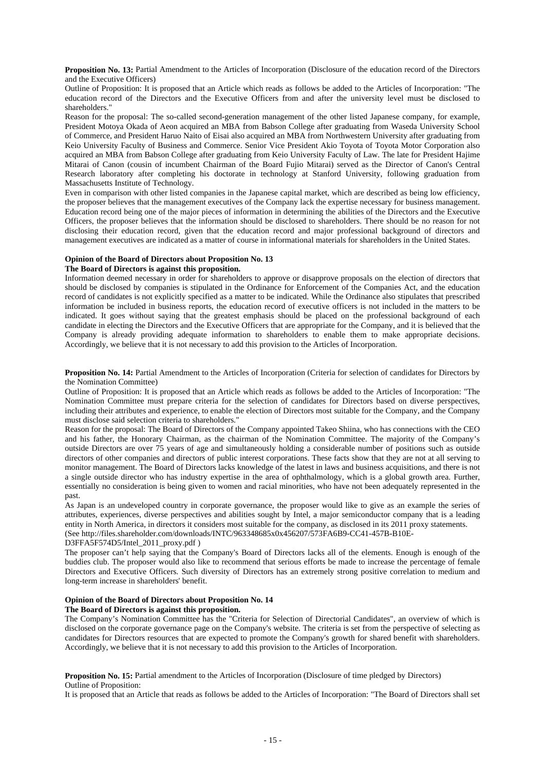**Proposition No. 13:** Partial Amendment to the Articles of Incorporation (Disclosure of the education record of the Directors and the Executive Officers)

Outline of Proposition: It is proposed that an Article which reads as follows be added to the Articles of Incorporation: "The education record of the Directors and the Executive Officers from and after the university level must be disclosed to shareholders."

Reason for the proposal: The so-called second-generation management of the other listed Japanese company, for example, President Motoya Okada of Aeon acquired an MBA from Babson College after graduating from Waseda University School of Commerce, and President Haruo Naito of Eisai also acquired an MBA from Northwestern University after graduating from Keio University Faculty of Business and Commerce. Senior Vice President Akio Toyota of Toyota Motor Corporation also acquired an MBA from Babson College after graduating from Keio University Faculty of Law. The late for President Hajime Mitarai of Canon (cousin of incumbent Chairman of the Board Fujio Mitarai) served as the Director of Canon's Central Research laboratory after completing his doctorate in technology at Stanford University, following graduation from Massachusetts Institute of Technology.

Even in comparison with other listed companies in the Japanese capital market, which are described as being low efficiency, the proposer believes that the management executives of the Company lack the expertise necessary for business management. Education record being one of the major pieces of information in determining the abilities of the Directors and the Executive Officers, the proposer believes that the information should be disclosed to shareholders. There should be no reason for not disclosing their education record, given that the education record and major professional background of directors and management executives are indicated as a matter of course in informational materials for shareholders in the United States.

**Opinion of the Board of Directors about Proposition No. 13**

**The Board of Directors is against this proposition.**

Information deemed necessary in order for shareholders to approve or disapprove proposals on the election of directors that should be disclosed by companies is stipulated in the Ordinance for Enforcement of the Companies Act, and the education record of candidates is not explicitly specified as a matter to be indicated. While the Ordinance also stipulates that prescribed information be included in business reports, the education record of executive officers is not included in the matters to be indicated. It goes without saying that the greatest emphasis should be placed on the professional background of each candidate in electing the Directors and the Executive Officers that are appropriate for the Company, and it is believed that the Company is already providing adequate information to shareholders to enable them to make appropriate decisions. Accordingly, we believe that it is not necessary to add this provision to the Articles of Incorporation.

**Proposition No. 14:** Partial Amendment to the Articles of Incorporation (Criteria for selection of candidates for Directors by the Nomination Committee)

Outline of Proposition: It is proposed that an Article which reads as follows be added to the Articles of Incorporation: "The Nomination Committee must prepare criteria for the selection of candidates for Directors based on diverse perspectives, including their attributes and experience, to enable the election of Directors most suitable for the Company, and the Company must disclose said selection criteria to shareholders."

Reason for the proposal: The Board of Directors of the Company appointed Takeo Shiina, who has connections with the CEO and his father, the Honorary Chairman, as the chairman of the Nomination Committee. The majority of the Company's outside Directors are over 75 years of age and simultaneously holding a considerable number of positions such as outside directors of other companies and directors of public interest corporations. These facts show that they are not at all serving to monitor management. The Board of Directors lacks knowledge of the latest in laws and business acquisitions, and there is not a single outside director who has industry expertise in the area of ophthalmology, which is a global growth area. Further, essentially no consideration is being given to women and racial minorities, who have not been adequately represented in the past.

As Japan is an undeveloped country in corporate governance, the proposer would like to give as an example the series of attributes, experiences, diverse perspectives and abilities sought by Intel, a major semiconductor company that is a leading entity in North America, in directors it considers most suitable for the company, as disclosed in its 2011 proxy statements. (See http://files.shareholder.com/downloads/INTC/963348685x0x456207/573FA6B9-CC41-457B-B10E-D3FFA5F574D5/Intel_2011_proxy.pdf )

The proposer can't help saying that the Company's Board of Directors lacks all of the elements. Enough is enough of the buddies club. The proposer would also like to recommend that serious efforts be made to increase the percentage of female Directors and Executive Officers. Such diversity of Directors has an extremely strong positive correlation to medium and long-term increase in shareholders' benefit.

**Opinion of the Board of Directors about Proposition No. 14**

**The Board of Directors is against this proposition.**

The Company's Nomination Committee has the "Criteria for Selection of Directorial Candidates", an overview of which is disclosed on the corporate governance page on the Company's website. The criteria is set from the perspective of selecting as candidates for Directors resources that are expected to promote the Company's growth for shared benefit with shareholders. Accordingly, we believe that it is not necessary to add this provision to the Articles of Incorporation.

**Proposition No. 15:** Partial amendment to the Articles of Incorporation (Disclosure of time pledged by Directors)

Outline of Proposition:

It is proposed that an Article that reads as follows be added to the Articles of Incorporation: "The Board of Directors shall set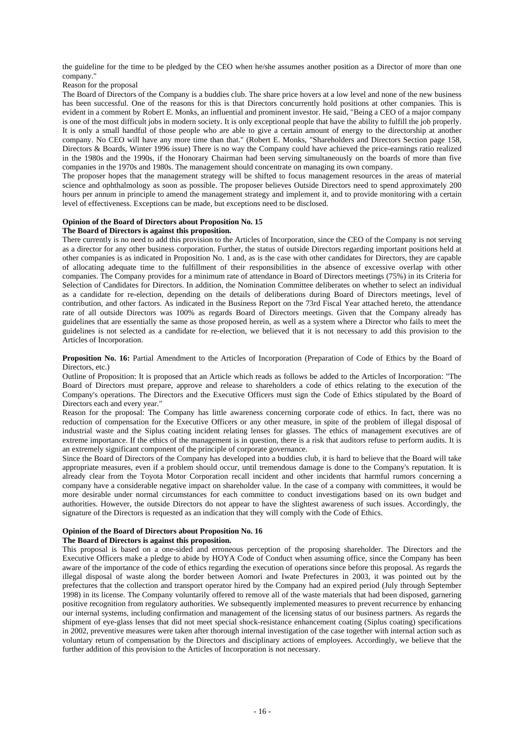the guideline for the time to be pledged by the CEO when he/she assumes another position as a Director of more than one company."

Reason for the proposal

The Board of Directors of the Company is a buddies club. The share price hovers at a low level and none of the new business has been successful. One of the reasons for this is that Directors concurrently hold positions at other companies. This is evident in a comment by Robert E. Monks, an influential and prominent investor. He said, "Being a CEO of a major company is one of the most difficult jobs in modern society. It is only exceptional people that have the ability to fulfill the job properly. It is only a small handful of those people who are able to give a certain amount of energy to the directorship at another company. No CEO will have any more time than that." (Robert E. Monks, "Shareholders and Directors Section page 158, Directors & Boards, Winter 1996 issue) There is no way the Company could have achieved the price-earnings ratio realized in the 1980s and the 1990s, if the Honorary Chairman had been serving simultaneously on the boards of more than five companies in the 1970s and 1980s. The management should concentrate on managing its own company.

The proposer hopes that the management strategy will be shifted to focus management resources in the areas of material science and ophthalmology as soon as possible. The proposer believes Outside Directors need to spend approximately 200 hours per annum in principle to amend the management strategy and implement it, and to provide monitoring with a certain level of effectiveness. Exceptions can be made, but exceptions need to be disclosed.

**Opinion of the Board of Directors about Proposition No. 15**

**The Board of Directors is against this proposition.**

There currently is no need to add this provision to the Articles of Incorporation, since the CEO of the Company is not serving as a director for any other business corporation. Further, the status of outside Directors regarding important positions held at other companies is as indicated in Proposition No. 1 and, as is the case with other candidates for Directors, they are capable of allocating adequate time to the fulfillment of their responsibilities in the absence of excessive overlap with other companies. The Company provides for a minimum rate of attendance in Board of Directors meetings (75%) in its Criteria for Selection of Candidates for Directors. In addition, the Nomination Committee deliberates on whether to select an individual as a candidate for re-election, depending on the details of deliberations during Board of Directors meetings, level of contribution, and other factors. As indicated in the Business Report on the 73rd Fiscal Year attached hereto, the attendance rate of all outside Directors was 100% as regards Board of Directors meetings. Given that the Company already has guidelines that are essentially the same as those proposed herein, as well as a system where a Director who fails to meet the guidelines is not selected as a candidate for re-election, we believed that it is not necessary to add this provision to the Articles of Incorporation.

**Proposition No. 16:** Partial Amendment to the Articles of Incorporation (Preparation of Code of Ethics by the Board of Directors, etc.)

Outline of Proposition: It is proposed that an Article which reads as follows be added to the Articles of Incorporation: "The Board of Directors must prepare, approve and release to shareholders a code of ethics relating to the execution of the Company's operations. The Directors and the Executive Officers must sign the Code of Ethics stipulated by the Board of Directors each and every year."

Reason for the proposal: The Company has little awareness concerning corporate code of ethics. In fact, there was no reduction of compensation for the Executive Officers or any other measure, in spite of the problem of illegal disposal of industrial waste and the Siplus coating incident relating lenses for glasses. The ethics of management executives are of extreme importance. If the ethics of the management is in question, there is a risk that auditors refuse to perform audits. It is an extremely significant component of the principle of corporate governance.

Since the Board of Directors of the Company has developed into a buddies club, it is hard to believe that the Board will take appropriate measures, even if a problem should occur, until tremendous damage is done to the Company's reputation. It is already clear from the Toyota Motor Corporation recall incident and other incidents that harmful rumors concerning a company have a considerable negative impact on shareholder value. In the case of a company with committees, it would be more desirable under normal circumstances for each committee to conduct investigations based on its own budget and authorities. However, the outside Directors do not appear to have the slightest awareness of such issues. Accordingly, the signature of the Directors is requested as an indication that they will comply with the Code of Ethics.

**Opinion of the Board of Directors about Proposition No. 16**

**The Board of Directors is against this proposition.**

This proposal is based on a one-sided and erroneous perception of the proposing shareholder. The Directors and the Executive Officers make a pledge to abide by HOYA Code of Conduct when assuming office, since the Company has been aware of the importance of the code of ethics regarding the execution of operations since before this proposal. As regards the illegal disposal of waste along the border between Aomori and Iwate Prefectures in 2003, it was pointed out by the prefectures that the collection and transport operator hired by the Company had an expired period (July through September 1998) in its license. The Company voluntarily offered to remove all of the waste materials that had been disposed, garnering positive recognition from regulatory authorities. We subsequently implemented measures to prevent recurrence by enhancing our internal systems, including confirmation and management of the licensing status of our business partners. As regards the shipment of eye-glass lenses that did not meet special shock-resistance enhancement coating (Siplus coating) specifications in 2002, preventive measures were taken after thorough internal investigation of the case together with internal action such as voluntary return of compensation by the Directors and disciplinary actions of employees. Accordingly, we believe that the further addition of this provision to the Articles of Incorporation is not necessary.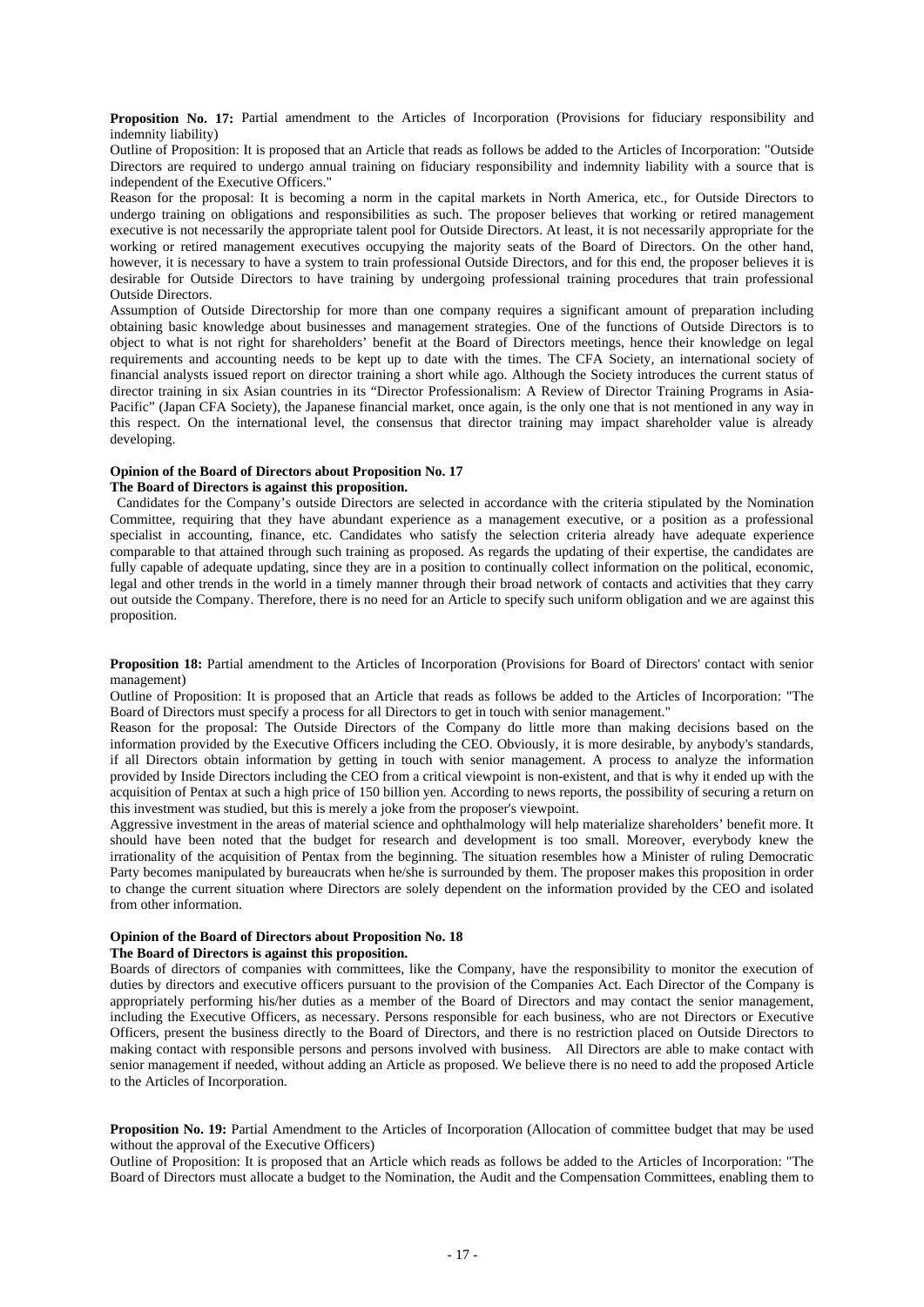**Proposition No. 17:** Partial amendment to the Articles of Incorporation (Provisions for fiduciary responsibility and indemnity liability)

Outline of Proposition: It is proposed that an Article that reads as follows be added to the Articles of Incorporation: "Outside Directors are required to undergo annual training on fiduciary responsibility and indemnity liability with a source that is independent of the Executive Officers."

Reason for the proposal: It is becoming a norm in the capital markets in North America, etc., for Outside Directors to undergo training on obligations and responsibilities as such. The proposer believes that working or retired management executive is not necessarily the appropriate talent pool for Outside Directors. At least, it is not necessarily appropriate for the working or retired management executives occupying the majority seats of the Board of Directors. On the other hand, however, it is necessary to have a system to train professional Outside Directors, and for this end, the proposer believes it is desirable for Outside Directors to have training by undergoing professional training procedures that train professional Outside Directors.

Assumption of Outside Directorship for more than one company requires a significant amount of preparation including obtaining basic knowledge about businesses and management strategies. One of the functions of Outside Directors is to object to what is not right for shareholders' benefit at the Board of Directors meetings, hence their knowledge on legal requirements and accounting needs to be kept up to date with the times. The CFA Society, an international society of financial analysts issued report on director training a short while ago. Although the Society introduces the current status of director training in six Asian countries in its "Director Professionalism: A Review of Director Training Programs in Asia-Pacific" (Japan CFA Society), the Japanese financial market, once again, is the only one that is not mentioned in any way in this respect. On the international level, the consensus that director training may impact shareholder value is already developing.

**Opinion of the Board of Directors about Proposition No. 17**

**The Board of Directors is against this proposition.**

Candidates for the Company's outside Directors are selected in accordance with the criteria stipulated by the Nomination Committee, requiring that they have abundant experience as a management executive, or a position as a professional specialist in accounting, finance, etc. Candidates who satisfy the selection criteria already have adequate experience comparable to that attained through such training as proposed. As regards the updating of their expertise, the candidates are fully capable of adequate updating, since they are in a position to continually collect information on the political, economic, legal and other trends in the world in a timely manner through their broad network of contacts and activities that they carry out outside the Company. Therefore, there is no need for an Article to specify such uniform obligation and we are against this proposition.

**Proposition 18:** Partial amendment to the Articles of Incorporation (Provisions for Board of Directors' contact with senior management)

Outline of Proposition: It is proposed that an Article that reads as follows be added to the Articles of Incorporation: "The Board of Directors must specify a process for all Directors to get in touch with senior management."

Reason for the proposal: The Outside Directors of the Company do little more than making decisions based on the information provided by the Executive Officers including the CEO. Obviously, it is more desirable, by anybody's standards, if all Directors obtain information by getting in touch with senior management. A process to analyze the information provided by Inside Directors including the CEO from a critical viewpoint is non-existent, and that is why it ended up with the acquisition of Pentax at such a high price of 150 billion yen. According to news reports, the possibility of securing a return on this investment was studied, but this is merely a joke from the proposer's viewpoint.

Aggressive investment in the areas of material science and ophthalmology will help materialize shareholders' benefit more. It should have been noted that the budget for research and development is too small. Moreover, everybody knew the irrationality of the acquisition of Pentax from the beginning. The situation resembles how a Minister of ruling Democratic Party becomes manipulated by bureaucrats when he/she is surrounded by them. The proposer makes this proposition in order to change the current situation where Directors are solely dependent on the information provided by the CEO and isolated from other information.

**Opinion of the Board of Directors about Proposition No. 18**

**The Board of Directors is against this proposition.**

Boards of directors of companies with committees, like the Company, have the responsibility to monitor the execution of duties by directors and executive officers pursuant to the provision of the Companies Act. Each Director of the Company is appropriately performing his/her duties as a member of the Board of Directors and may contact the senior management, including the Executive Officers, as necessary. Persons responsible for each business, who are not Directors or Executive Officers, present the business directly to the Board of Directors, and there is no restriction placed on Outside Directors to making contact with responsible persons and persons involved with business. All Directors are able to make contact with senior management if needed, without adding an Article as proposed. We believe there is no need to add the proposed Article to the Articles of Incorporation.

**Proposition No. 19:** Partial Amendment to the Articles of Incorporation (Allocation of committee budget that may be used without the approval of the Executive Officers)

Outline of Proposition: It is proposed that an Article which reads as follows be added to the Articles of Incorporation: "The Board of Directors must allocate a budget to the Nomination, the Audit and the Compensation Committees, enabling them to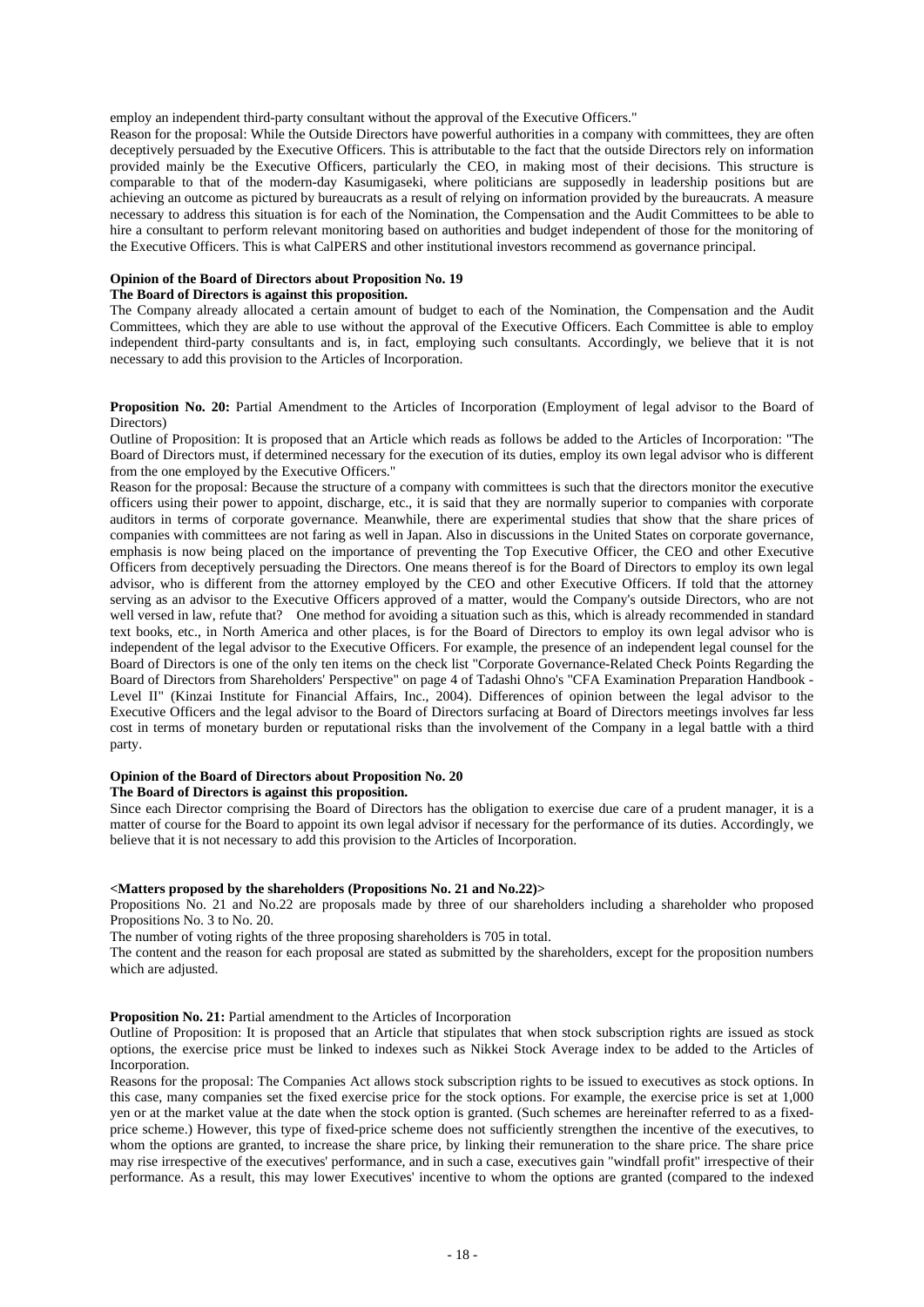employ an independent third-party consultant without the approval of the Executive Officers."

Reason for the proposal: While the Outside Directors have powerful authorities in a company with committees, they are often deceptively persuaded by the Executive Officers. This is attributable to the fact that the outside Directors rely on information provided mainly be the Executive Officers, particularly the CEO, in making most of their decisions. This structure is comparable to that of the modern-day Kasumigaseki, where politicians are supposedly in leadership positions but are achieving an outcome as pictured by bureaucrats as a result of relying on information provided by the bureaucrats. A measure necessary to address this situation is for each of the Nomination, the Compensation and the Audit Committees to be able to hire a consultant to perform relevant monitoring based on authorities and budget independent of those for the monitoring of the Executive Officers. This is what CalPERS and other institutional investors recommend as governance principal.

**Opinion of the Board of Directors about Proposition No. 19**

**The Board of Directors is against this proposition.**

The Company already allocated a certain amount of budget to each of the Nomination, the Compensation and the Audit Committees, which they are able to use without the approval of the Executive Officers. Each Committee is able to employ independent third-party consultants and is, in fact, employing such consultants. Accordingly, we believe that it is not necessary to add this provision to the Articles of Incorporation.

**Proposition No. 20:** Partial Amendment to the Articles of Incorporation (Employment of legal advisor to the Board of Directors)

Outline of Proposition: It is proposed that an Article which reads as follows be added to the Articles of Incorporation: "The Board of Directors must, if determined necessary for the execution of its duties, employ its own legal advisor who is different from the one employed by the Executive Officers."

Reason for the proposal: Because the structure of a company with committees is such that the directors monitor the executive officers using their power to appoint, discharge, etc., it is said that they are normally superior to companies with corporate auditors in terms of corporate governance. Meanwhile, there are experimental studies that show that the share prices of companies with committees are not faring as well in Japan. Also in discussions in the United States on corporate governance, emphasis is now being placed on the importance of preventing the Top Executive Officer, the CEO and other Executive Officers from deceptively persuading the Directors. One means thereof is for the Board of Directors to employ its own legal advisor, who is different from the attorney employed by the CEO and other Executive Officers. If told that the attorney serving as an advisor to the Executive Officers approved of a matter, would the Company's outside Directors, who are not well versed in law, refute that? One method for avoiding a situation such as this, which is already recommended in standard text books, etc., in North America and other places, is for the Board of Directors to employ its own legal advisor who is independent of the legal advisor to the Executive Officers. For example, the presence of an independent legal counsel for the Board of Directors is one of the only ten items on the check list "Corporate Governance-Related Check Points Regarding the Board of Directors from Shareholders' Perspective" on page 4 of Tadashi Ohno's "CFA Examination Preparation Handbook - Level II" (Kinzai Institute for Financial Affairs, Inc., 2004). Differences of opinion between the legal advisor to the Executive Officers and the legal advisor to the Board of Directors surfacing at Board of Directors meetings involves far less cost in terms of monetary burden or reputational risks than the involvement of the Company in a legal battle with a third party.

**Opinion of the Board of Directors about Proposition No. 20**

**The Board of Directors is against this proposition.**

Since each Director comprising the Board of Directors has the obligation to exercise due care of a prudent manager, it is a matter of course for the Board to appoint its own legal advisor if necessary for the performance of its duties. Accordingly, we believe that it is not necessary to add this provision to the Articles of Incorporation.

**<Matters proposed by the shareholders (Propositions No. 21 and No.22)>**

Propositions No. 21 and No.22 are proposals made by three of our shareholders including a shareholder who proposed Propositions No. 3 to No. 20.

The number of voting rights of the three proposing shareholders is 705 in total.

The content and the reason for each proposal are stated as submitted by the shareholders, except for the proposition numbers which are adjusted.

**Proposition No. 21:** Partial amendment to the Articles of Incorporation

Outline of Proposition: It is proposed that an Article that stipulates that when stock subscription rights are issued as stock options, the exercise price must be linked to indexes such as Nikkei Stock Average index to be added to the Articles of Incorporation.

Reasons for the proposal: The Companies Act allows stock subscription rights to be issued to executives as stock options. In this case, many companies set the fixed exercise price for the stock options. For example, the exercise price is set at 1,000 yen or at the market value at the date when the stock option is granted. (Such schemes are hereinafter referred to as a fixed-price scheme.) However, this type of fixed-price scheme does not sufficiently strengthen the incentive of the executives, to whom the options are granted, to increase the share price, by linking their remuneration to the share price. The share price may rise irrespective of the executives' performance, and in such a case, executives gain "windfall profit" irrespective of their performance. As a result, this may lower Executives' incentive to whom the options are granted (compared to the indexed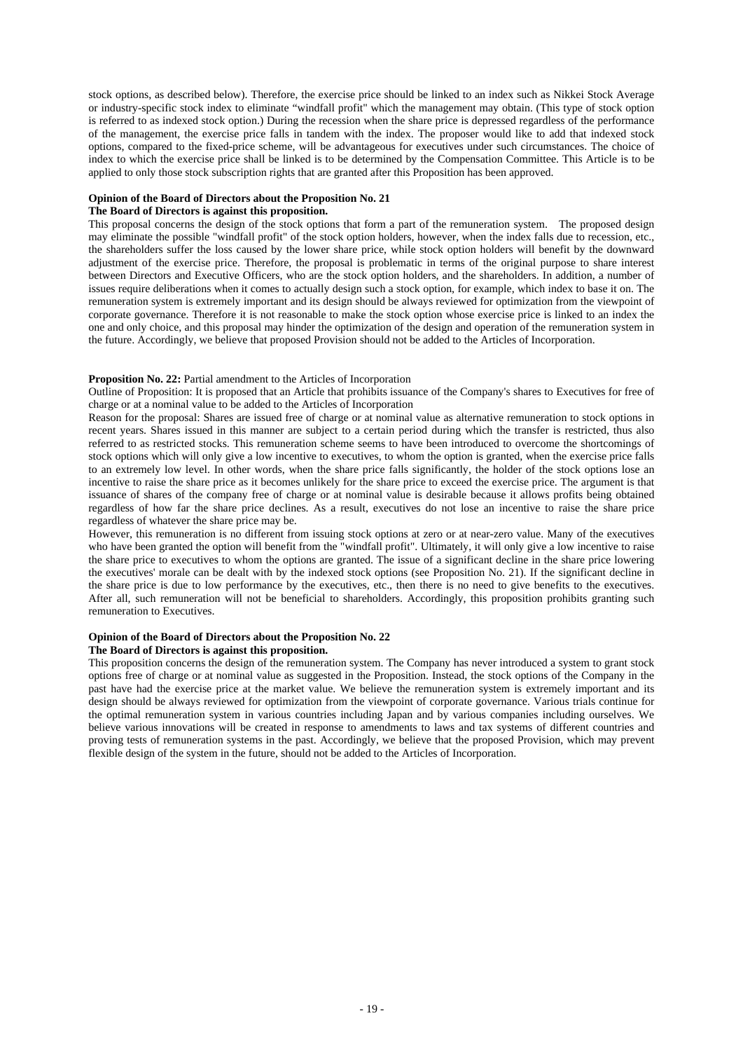stock options, as described below). Therefore, the exercise price should be linked to an index such as Nikkei Stock Average or industry-specific stock index to eliminate "windfall profit" which the management may obtain. (This type of stock option is referred to as indexed stock option.) During the recession when the share price is depressed regardless of the performance of the management, the exercise price falls in tandem with the index. The proposer would like to add that indexed stock options, compared to the fixed-price scheme, will be advantageous for executives under such circumstances. The choice of index to which the exercise price shall be linked is to be determined by the Compensation Committee. This Article is to be applied to only those stock subscription rights that are granted after this Proposition has been approved.

**Opinion of the Board of Directors about the Proposition No. 21**
**The Board of Directors is against this proposition.**

This proposal concerns the design of the stock options that form a part of the remuneration system. The proposed design may eliminate the possible "windfall profit" of the stock option holders, however, when the index falls due to recession, etc., the shareholders suffer the loss caused by the lower share price, while stock option holders will benefit by the downward adjustment of the exercise price. Therefore, the proposal is problematic in terms of the original purpose to share interest between Directors and Executive Officers, who are the stock option holders, and the shareholders. In addition, a number of issues require deliberations when it comes to actually design such a stock option, for example, which index to base it on. The remuneration system is extremely important and its design should be always reviewed for optimization from the viewpoint of corporate governance. Therefore it is not reasonable to make the stock option whose exercise price is linked to an index the one and only choice, and this proposal may hinder the optimization of the design and operation of the remuneration system in the future. Accordingly, we believe that proposed Provision should not be added to the Articles of Incorporation.

**Proposition No. 22:** Partial amendment to the Articles of Incorporation

Outline of Proposition: It is proposed that an Article that prohibits issuance of the Company's shares to Executives for free of charge or at a nominal value to be added to the Articles of Incorporation

Reason for the proposal: Shares are issued free of charge or at nominal value as alternative remuneration to stock options in recent years. Shares issued in this manner are subject to a certain period during which the transfer is restricted, thus also referred to as restricted stocks. This remuneration scheme seems to have been introduced to overcome the shortcomings of stock options which will only give a low incentive to executives, to whom the option is granted, when the exercise price falls to an extremely low level. In other words, when the share price falls significantly, the holder of the stock options lose an incentive to raise the share price as it becomes unlikely for the share price to exceed the exercise price. The argument is that issuance of shares of the company free of charge or at nominal value is desirable because it allows profits being obtained regardless of how far the share price declines. As a result, executives do not lose an incentive to raise the share price regardless of whatever the share price may be.

However, this remuneration is no different from issuing stock options at zero or at near-zero value. Many of the executives who have been granted the option will benefit from the "windfall profit". Ultimately, it will only give a low incentive to raise the share price to executives to whom the options are granted. The issue of a significant decline in the share price lowering the executives' morale can be dealt with by the indexed stock options (see Proposition No. 21). If the significant decline in the share price is due to low performance by the executives, etc., then there is no need to give benefits to the executives. After all, such remuneration will not be beneficial to shareholders. Accordingly, this proposition prohibits granting such remuneration to Executives.

**Opinion of the Board of Directors about the Proposition No. 22**
**The Board of Directors is against this proposition.**

This proposition concerns the design of the remuneration system. The Company has never introduced a system to grant stock options free of charge or at nominal value as suggested in the Proposition. Instead, the stock options of the Company in the past have had the exercise price at the market value. We believe the remuneration system is extremely important and its design should be always reviewed for optimization from the viewpoint of corporate governance. Various trials continue for the optimal remuneration system in various countries including Japan and by various companies including ourselves. We believe various innovations will be created in response to amendments to laws and tax systems of different countries and proving tests of remuneration systems in the past. Accordingly, we believe that the proposed Provision, which may prevent flexible design of the system in the future, should not be added to the Articles of Incorporation.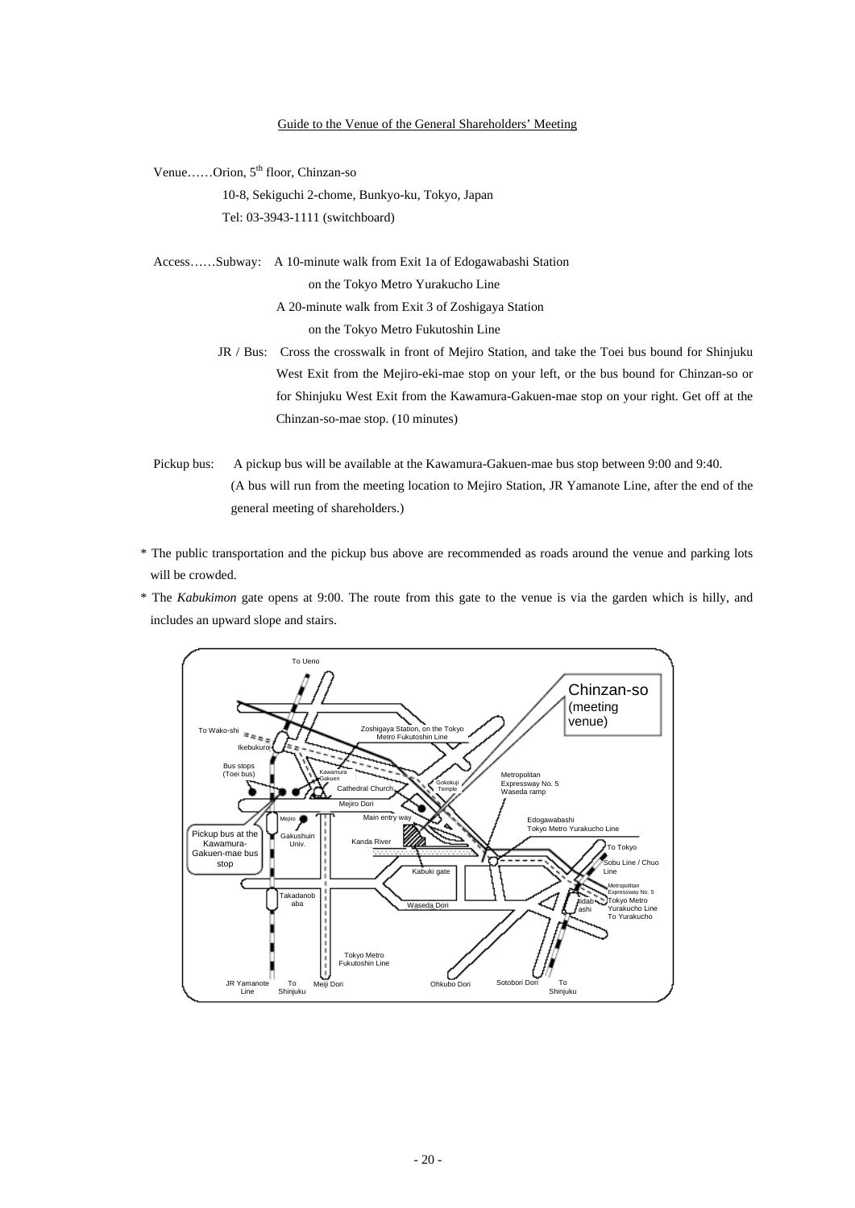Guide to the Venue of the General Shareholders' Meeting

Venue……Orion, 5th floor, Chinzan-so
10-8, Sekiguchi 2-chome, Bunkyo-ku, Tokyo, Japan
Tel: 03-3943-1111 (switchboard)

Access……Subway: A 10-minute walk from Exit 1a of Edogawabashi Station on the Tokyo Metro Yurakucho Line
A 20-minute walk from Exit 3 of Zoshigaya Station on the Tokyo Metro Fukutoshin Line

JR / Bus: Cross the crosswalk in front of Mejiro Station, and take the Toei bus bound for Shinjuku West Exit from the Mejiro-eki-mae stop on your left, or the bus bound for Chinzan-so or for Shinjuku West Exit from the Kawamura-Gakuen-mae stop on your right. Get off at the Chinzan-so-mae stop. (10 minutes)

Pickup bus: A pickup bus will be available at the Kawamura-Gakuen-mae bus stop between 9:00 and 9:40.
(A bus will run from the meeting location to Mejiro Station, JR Yamanote Line, after the end of the general meeting of shareholders.)

* The public transportation and the pickup bus above are recommended as roads around the venue and parking lots will be crowded.
* The *Kabukimon* gate opens at 9:00. The route from this gate to the venue is via the garden which is hilly, and includes an upward slope and stairs.

To Ueno
Chinzan-so (meeting venue)
To Wako-shi
Ikebukuro
Zoshigaya Station, on the Tokyo Metro Fukutoshin Line
Bus stops (Toei bus)
Kawamura Gakuen
Cathedral Church
Gokokuji Temple
Metropolitan Expressway No. 5 Waseda ramp
Mejiro Dori
Mejiro
Main entry way
Edogawabashi Tokyo Metro Yurakucho Line
Pickup bus at the Kawamura-Gakuen-mae bus stop
Gakushuin Univ.
Kanda River
To Tokyo
Sobu Line / Chuo Line
Kabuki gate
Metropolitan Expressway No. 5
Takadanobaba
Iidabashi
Tokyo Metro Yurakucho Line To Yurakucho
Waseda Dori
Tokyo Metro Fukutoshin Line
JR Yamanote Line
To Shinjuku
Meiji Dori
Ohkubo Dori
Sotobori Dori
To Shinjuku